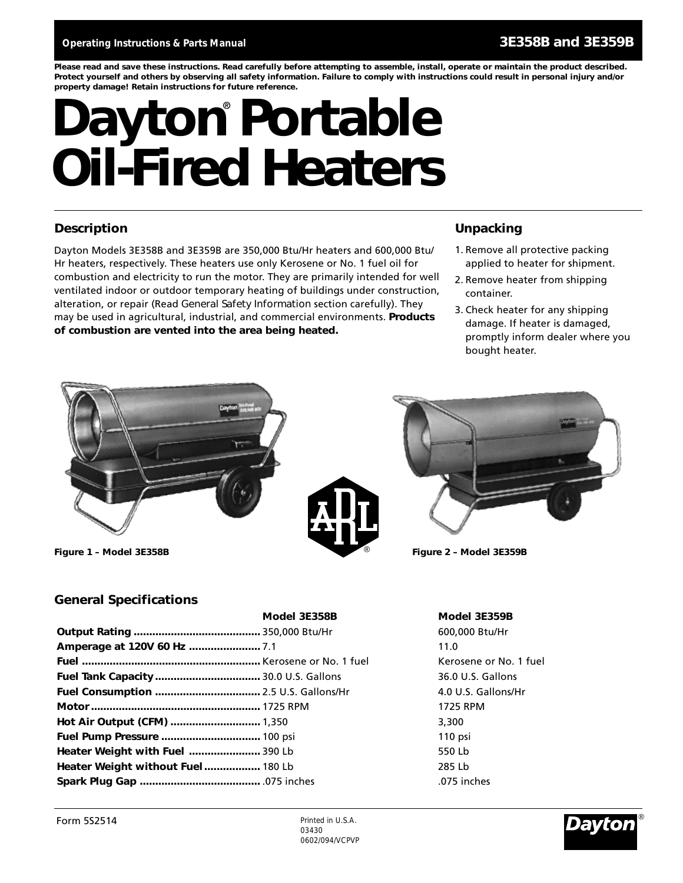Operating Instructions & Parts Manual **3E358B and 3E359B**

**Please read and save these instructions. Read carefully before attempting to assemble, install, operate or maintain the product described. Protect yourself and others by observing all safety information. Failure to comply with instructions could result in personal injury and/or property damage! Retain instructions for future reference.**

# Dayton® Portable Oil-Fired Heaters

## Description

Dayton Models 3E358B and 3E359B are 350,000 Btu/Hr heaters and 600,000 Btu/Hr heaters, respectively. These heaters use only Kerosene or No. 1 fuel oil for combustion and electricity to run the motor. They are primarily intended for well ventilated indoor or outdoor temporary heating of buildings under construction, alteration, or repair (Read General Safety Information section carefully). They may be used in agricultural, industrial, and commercial environments. **Products of combustion are vented into the area being heated.**

## Unpacking

1. Remove all protective packing applied to heater for shipment.
2. Remove heater from shipping container.
3. Check heater for any shipping damage. If heater is damaged, promptly inform dealer where you bought heater.

**Figure 1 – Model 3E358B**

**Figure 2 – Model 3E359B**

## General Specifications

| | Model 3E358B | Model 3E359B |
|---|---|---|
| **Output Rating** | 350,000 Btu/Hr | 600,000 Btu/Hr |
| **Amperage at 120V 60 Hz** | 7.1 | 11.0 |
| **Fuel** | Kerosene or No. 1 fuel | Kerosene or No. 1 fuel |
| **Fuel Tank Capacity** | 30.0 U.S. Gallons | 36.0 U.S. Gallons |
| **Fuel Consumption** | 2.5 U.S. Gallons/Hr | 4.0 U.S. Gallons/Hr |
| **Motor** | 1725 RPM | 1725 RPM |
| **Hot Air Output (CFM)** | 1,350 | 3,300 |
| **Fuel Pump Pressure** | 100 psi | 110 psi |
| **Heater Weight with Fuel** | 390 Lb | 550 Lb |
| **Heater Weight without Fuel** | 180 Lb | 285 Lb |
| **Spark Plug Gap** | .075 inches | .075 inches |

Form 5S2514

Printed in U.S.A.
03430
0602/094/VCPVP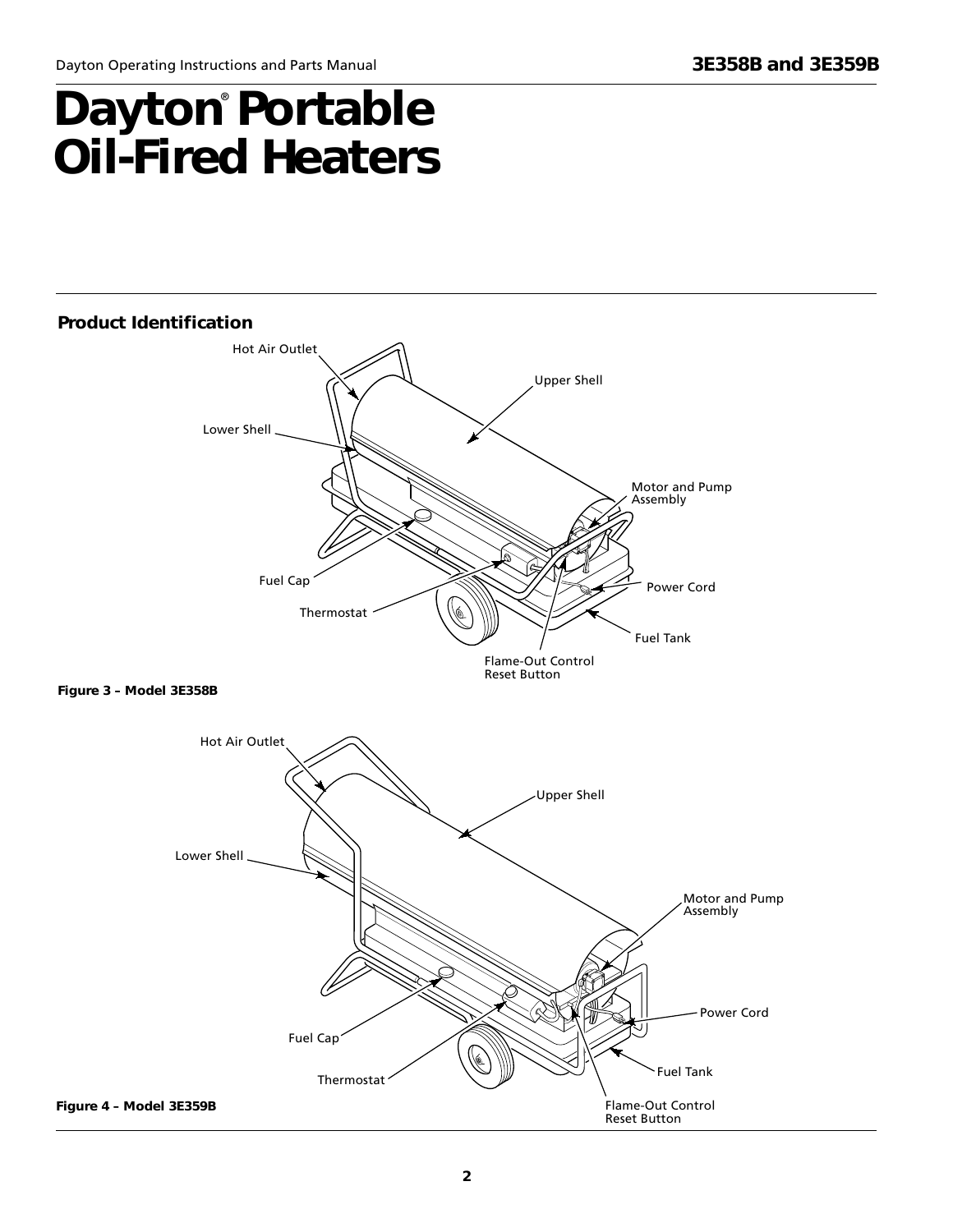# Dayton® Portable Oil-Fired Heaters

## Product Identification

Hot Air Outlet

Upper Shell

Lower Shell

Motor and Pump Assembly

Fuel Cap

Power Cord

Thermostat

Fuel Tank

Flame-Out Control Reset Button

**Figure 3 – Model 3E358B**

Hot Air Outlet

Upper Shell

Lower Shell

Motor and Pump Assembly

Power Cord

Fuel Cap

Thermostat

Fuel Tank

Flame-Out Control Reset Button

**Figure 4 – Model 3E359B**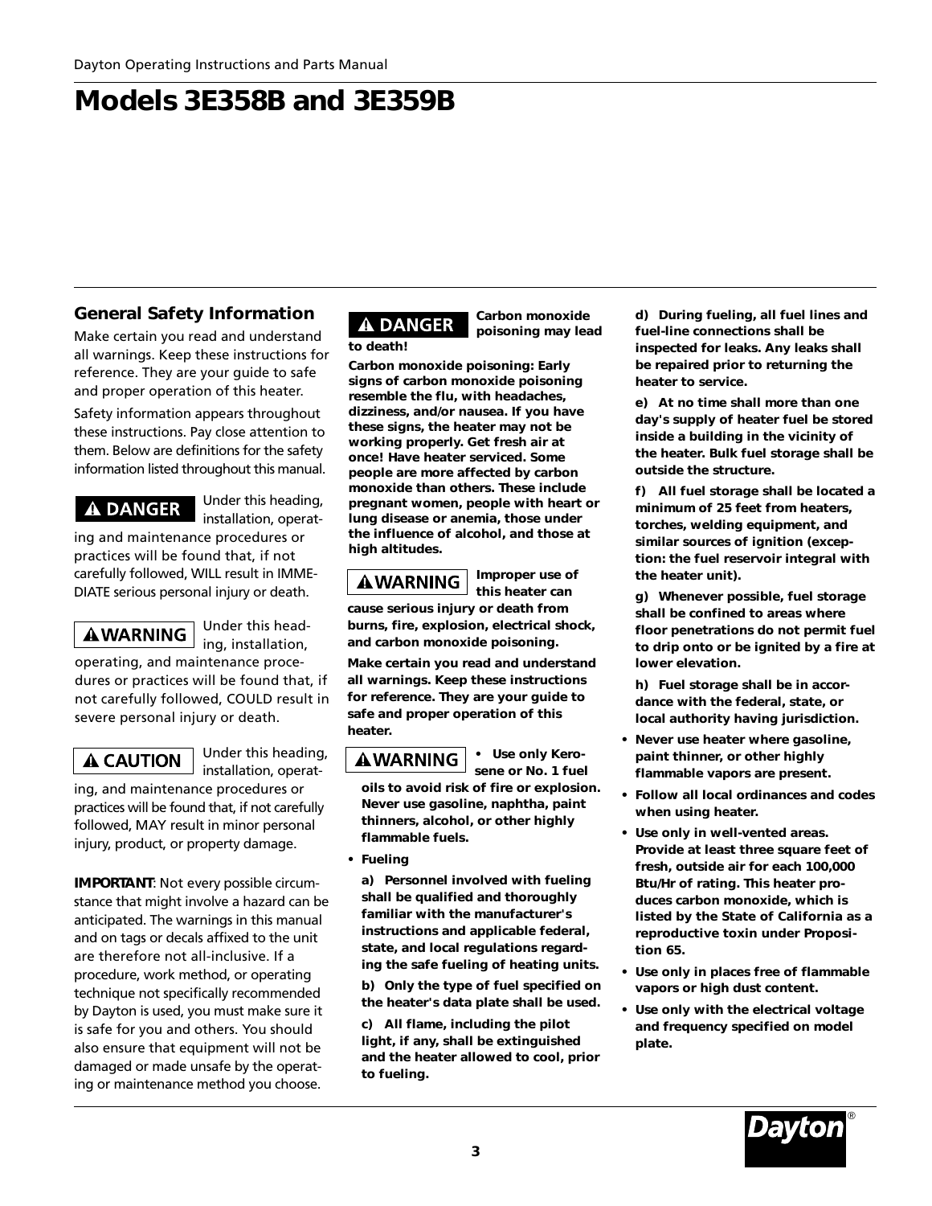# Models 3E358B and 3E359B

## General Safety Information

Make certain you read and understand all warnings. Keep these instructions for reference. They are your guide to safe and proper operation of this heater.

Safety information appears throughout these instructions. Pay close attention to them. Below are definitions for the safety information listed throughout this manual.

**⚠ DANGER** Under this heading, installation, operating and maintenance procedures or practices will be found that, if not carefully followed, WILL result in IMMEDIATE serious personal injury or death.

**⚠WARNING** Under this heading, installation, operating, and maintenance procedures or practices will be found that, if not carefully followed, COULD result in severe personal injury or death.

**⚠ CAUTION** Under this heading, installation, operating, and maintenance procedures or practices will be found that, if not carefully followed, MAY result in minor personal injury, product, or property damage.

**IMPORTANT**: Not every possible circumstance that might involve a hazard can be anticipated. The warnings in this manual and on tags or decals affixed to the unit are therefore not all-inclusive. If a procedure, work method, or operating technique not specifically recommended by Dayton is used, you must make sure it is safe for you and others. You should also ensure that equipment will not be damaged or made unsafe by the operating or maintenance method you choose.

**⚠ DANGER** **Carbon monoxide poisoning may lead to death!**

**Carbon monoxide poisoning: Early signs of carbon monoxide poisoning resemble the flu, with headaches, dizziness, and/or nausea. If you have these signs, the heater may not be working properly. Get fresh air at once! Have heater serviced. Some people are more affected by carbon monoxide than others. These include pregnant women, people with heart or lung disease or anemia, those under the influence of alcohol, and those at high altitudes.**

**⚠WARNING** **Improper use of this heater can cause serious injury or death from burns, fire, explosion, electrical shock, and carbon monoxide poisoning.**

**Make certain you read and understand all warnings. Keep these instructions for reference. They are your guide to safe and proper operation of this heater.**

**⚠WARNING**

- **Use only Kerosene or No. 1 fuel oils to avoid risk of fire or explosion. Never use gasoline, naphtha, paint thinners, alcohol, or other highly flammable fuels.**
- **Fueling**

  **a) Personnel involved with fueling shall be qualified and thoroughly familiar with the manufacturer's instructions and applicable federal, state, and local regulations regarding the safe fueling of heating units.**

  **b) Only the type of fuel specified on the heater's data plate shall be used.**

  **c) All flame, including the pilot light, if any, shall be extinguished and the heater allowed to cool, prior to fueling.**

  **d) During fueling, all fuel lines and fuel-line connections shall be inspected for leaks. Any leaks shall be repaired prior to returning the heater to service.**

  **e) At no time shall more than one day's supply of heater fuel be stored inside a building in the vicinity of the heater. Bulk fuel storage shall be outside the structure.**

  **f) All fuel storage shall be located a minimum of 25 feet from heaters, torches, welding equipment, and similar sources of ignition (exception: the fuel reservoir integral with the heater unit).**

  **g) Whenever possible, fuel storage shall be confined to areas where floor penetrations do not permit fuel to drip onto or be ignited by a fire at lower elevation.**

  **h) Fuel storage shall be in accordance with the federal, state, or local authority having jurisdiction.**
- **Never use heater where gasoline, paint thinner, or other highly flammable vapors are present.**
- **Follow all local ordinances and codes when using heater.**
- **Use only in well-vented areas. Provide at least three square feet of fresh, outside air for each 100,000 Btu/Hr of rating. This heater produces carbon monoxide, which is listed by the State of California as a reproductive toxin under Proposition 65.**
- **Use only in places free of flammable vapors or high dust content.**
- **Use only with the electrical voltage and frequency specified on model plate.**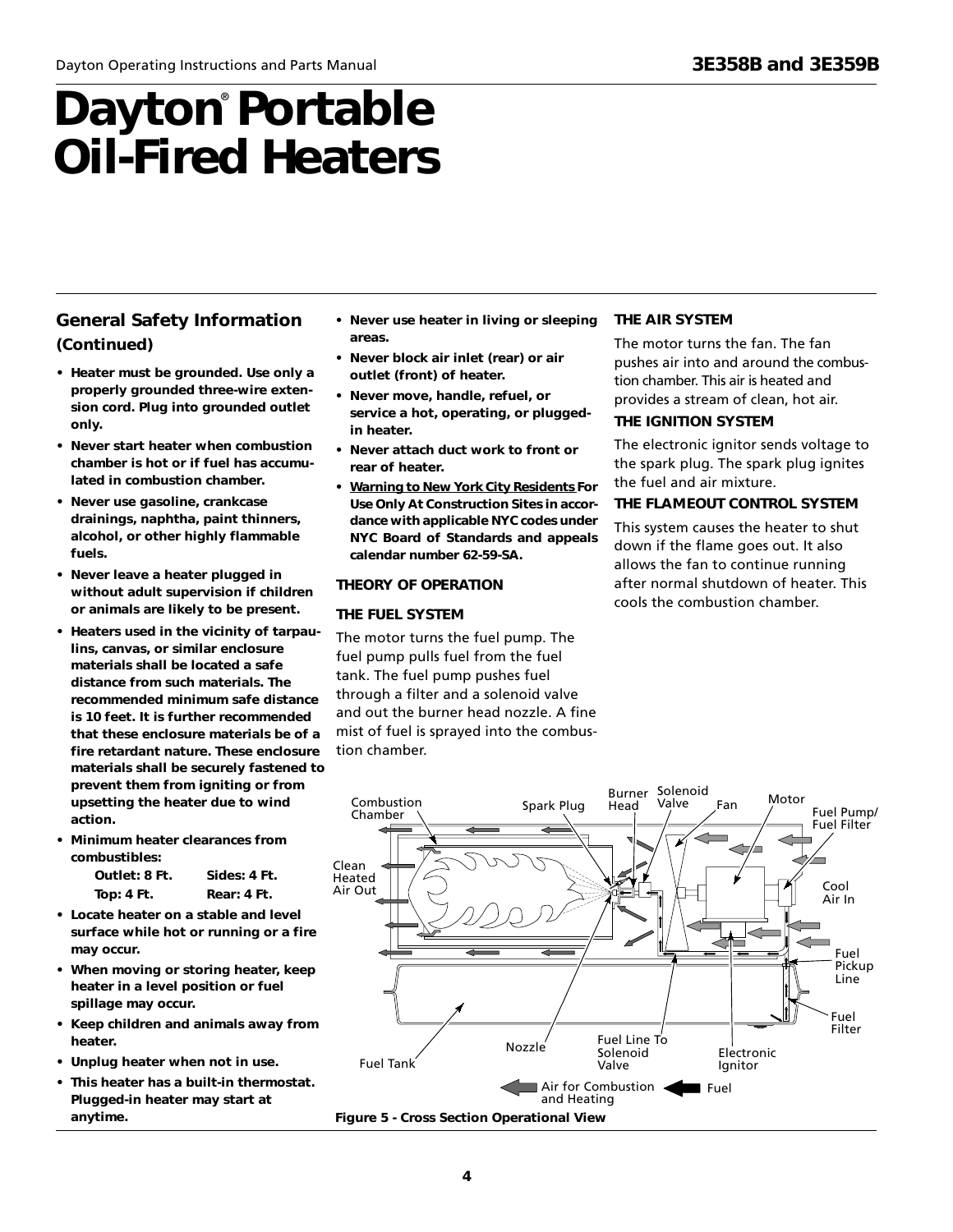# Dayton® Portable Oil-Fired Heaters

## General Safety Information (Continued)

- **Heater must be grounded. Use only a properly grounded three-wire extension cord. Plug into grounded outlet only.**
- **Never start heater when combustion chamber is hot or if fuel has accumulated in combustion chamber.**
- **Never use gasoline, crankcase drainings, naphtha, paint thinners, alcohol, or other highly flammable fuels.**
- **Never leave a heater plugged in without adult supervision if children or animals are likely to be present.**
- **Heaters used in the vicinity of tarpaulins, canvas, or similar enclosure materials shall be located a safe distance from such materials. The recommended minimum safe distance is 10 feet. It is further recommended that these enclosure materials be of a fire retardant nature. These enclosure materials shall be securely fastened to prevent them from igniting or from upsetting the heater due to wind action.**
- **Minimum heater clearances from combustibles:**

| | |
|---|---|
| **Outlet: 8 Ft.** | **Sides: 4 Ft.** |
| **Top: 4 Ft.** | **Rear: 4 Ft.** |

- **Locate heater on a stable and level surface while hot or running or a fire may occur.**
- **When moving or storing heater, keep heater in a level position or fuel spillage may occur.**
- **Keep children and animals away from heater.**
- **Unplug heater when not in use.**
- **This heater has a built-in thermostat. Plugged-in heater may start at anytime.**
- **Never use heater in living or sleeping areas.**
- **Never block air inlet (rear) or air outlet (front) of heater.**
- **Never move, handle, refuel, or service a hot, operating, or plugged-in heater.**
- **Never attach duct work to front or rear of heater.**
- **Warning to New York City Residents For Use Only At Construction Sites in accordance with applicable NYC codes under NYC Board of Standards and appeals calendar number 62-59-SA.**

### THEORY OF OPERATION

#### THE FUEL SYSTEM

The motor turns the fuel pump. The fuel pump pulls fuel from the fuel tank. The fuel pump pushes fuel through a filter and a solenoid valve and out the burner head nozzle. A fine mist of fuel is sprayed into the combustion chamber.

#### THE AIR SYSTEM

The motor turns the fan. The fan pushes air into and around the combustion chamber. This air is heated and provides a stream of clean, hot air.

#### THE IGNITION SYSTEM

The electronic ignitor sends voltage to the spark plug. The spark plug ignites the fuel and air mixture.

#### THE FLAMEOUT CONTROL SYSTEM

This system causes the heater to shut down if the flame goes out. It also allows the fan to continue running after normal shutdown of heater. This cools the combustion chamber.

Combustion Chamber, Spark Plug, Burner Head, Solenoid Valve, Fan, Motor, Fuel Pump/Fuel Filter, Clean Heated Air Out, Cool Air In, Fuel Pickup Line, Fuel Filter, Fuel Tank, Nozzle, Fuel Line To Solenoid Valve, Electronic Ignitor, Air for Combustion and Heating, Fuel

**Figure 5 - Cross Section Operational View**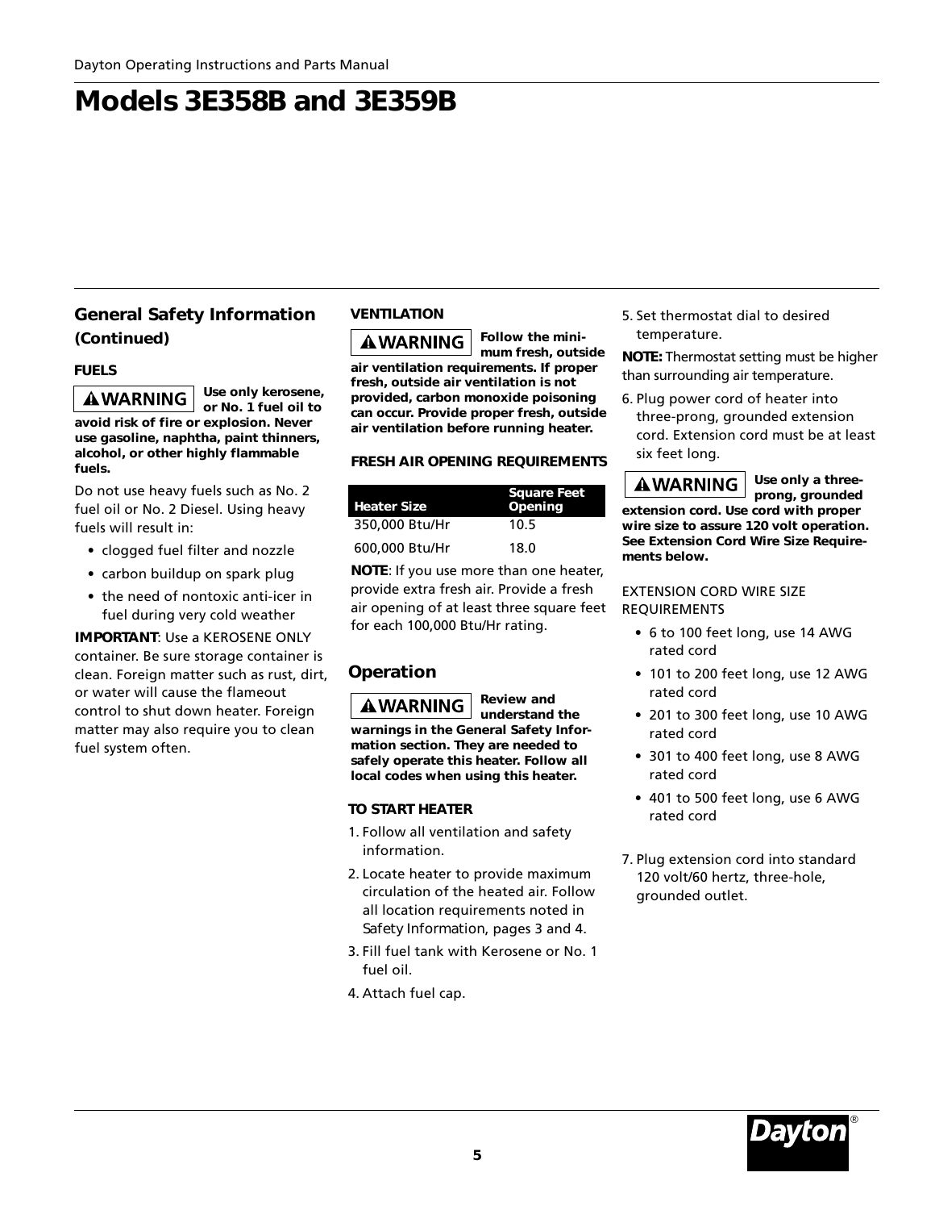# Models 3E358B and 3E359B

## General Safety Information (Continued)

### FUELS

**⚠WARNING** **Use only kerosene, or No. 1 fuel oil to avoid risk of fire or explosion. Never use gasoline, naphtha, paint thinners, alcohol, or other highly flammable fuels.**

Do not use heavy fuels such as No. 2 fuel oil or No. 2 Diesel. Using heavy fuels will result in:

- clogged fuel filter and nozzle
- carbon buildup on spark plug
- the need of nontoxic anti-icer in fuel during very cold weather

**IMPORTANT**: Use a KEROSENE ONLY container. Be sure storage container is clean. Foreign matter such as rust, dirt, or water will cause the flameout control to shut down heater. Foreign matter may also require you to clean fuel system often.

### VENTILATION

**⚠WARNING** **Follow the minimum fresh, outside air ventilation requirements. If proper fresh, outside air ventilation is not provided, carbon monoxide poisoning can occur. Provide proper fresh, outside air ventilation before running heater.**

### FRESH AIR OPENING REQUIREMENTS

| Heater Size | Square Feet Opening |
|---|---|
| 350,000 Btu/Hr | 10.5 |
| 600,000 Btu/Hr | 18.0 |

**NOTE**: If you use more than one heater, provide extra fresh air. Provide a fresh air opening of at least three square feet for each 100,000 Btu/Hr rating.

## Operation

**⚠WARNING** **Review and understand the warnings in the General Safety Information section. They are needed to safely operate this heater. Follow all local codes when using this heater.**

### TO START HEATER

1. Follow all ventilation and safety information.
2. Locate heater to provide maximum circulation of the heated air. Follow all location requirements noted in Safety Information, pages 3 and 4.
3. Fill fuel tank with Kerosene or No. 1 fuel oil.
4. Attach fuel cap.
5. Set thermostat dial to desired temperature.

**NOTE:** Thermostat setting must be higher than surrounding air temperature.

6. Plug power cord of heater into three-prong, grounded extension cord. Extension cord must be at least six feet long.

**⚠WARNING** **Use only a three-prong, grounded extension cord. Use cord with proper wire size to assure 120 volt operation. See Extension Cord Wire Size Requirements below.**

EXTENSION CORD WIRE SIZE REQUIREMENTS

- 6 to 100 feet long, use 14 AWG rated cord
- 101 to 200 feet long, use 12 AWG rated cord
- 201 to 300 feet long, use 10 AWG rated cord
- 301 to 400 feet long, use 8 AWG rated cord
- 401 to 500 feet long, use 6 AWG rated cord

7. Plug extension cord into standard 120 volt/60 hertz, three-hole, grounded outlet.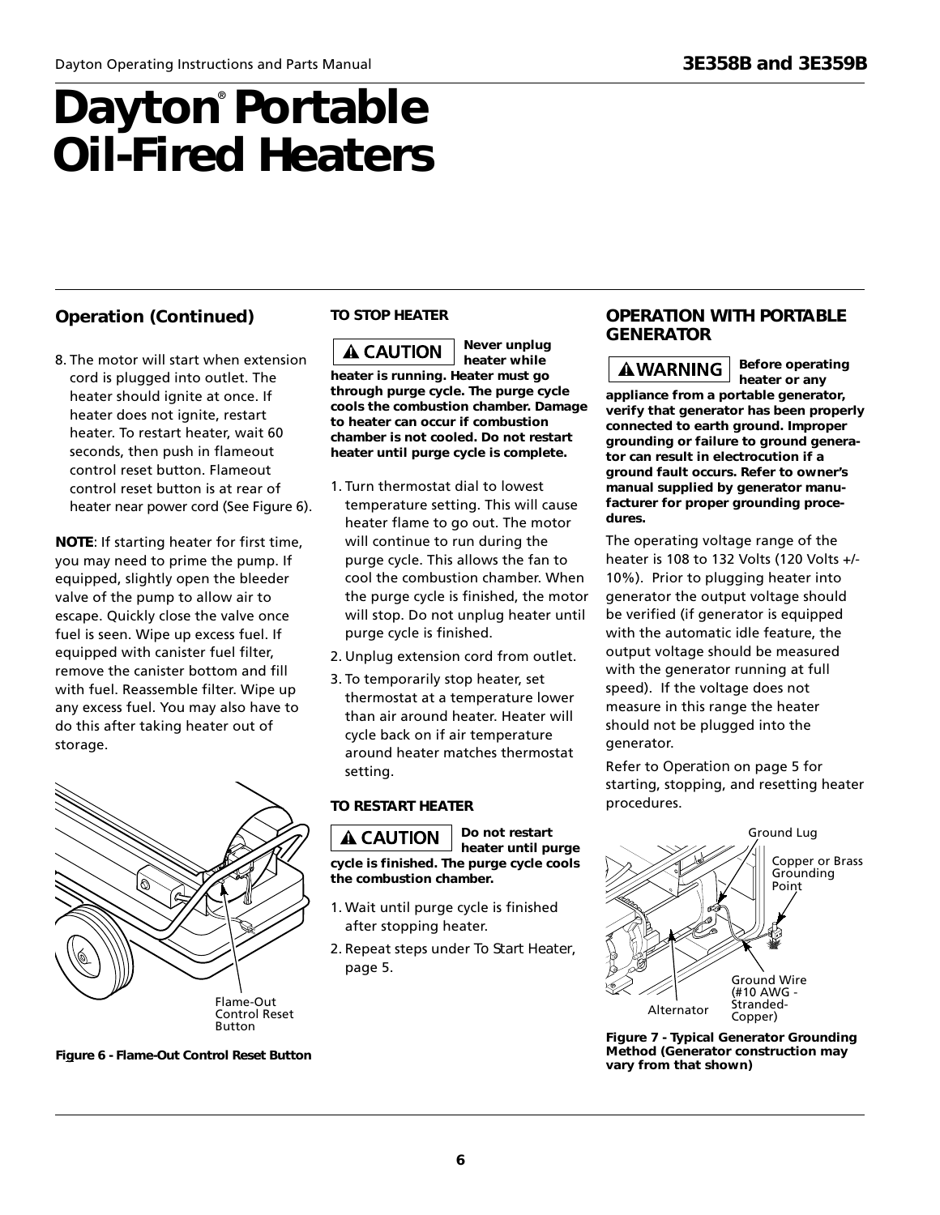# Dayton® Portable Oil-Fired Heaters

## Operation (Continued)

8. The motor will start when extension cord is plugged into outlet. The heater should ignite at once. If heater does not ignite, restart heater. To restart heater, wait 60 seconds, then push in flameout control reset button. Flameout control reset button is at rear of heater near power cord (See Figure 6).

**NOTE**: If starting heater for first time, you may need to prime the pump. If equipped, slightly open the bleeder valve of the pump to allow air to escape. Quickly close the valve once fuel is seen. Wipe up excess fuel. If equipped with canister fuel filter, remove the canister bottom and fill with fuel. Reassemble filter. Wipe up any excess fuel. You may also have to do this after taking heater out of storage.

Flame-Out Control Reset Button

**Figure 6 - Flame-Out Control Reset Button**

### TO STOP HEATER

**⚠ CAUTION Never unplug heater while heater is running. Heater must go through purge cycle. The purge cycle cools the combustion chamber. Damage to heater can occur if combustion chamber is not cooled. Do not restart heater until purge cycle is complete.**

1. Turn thermostat dial to lowest temperature setting. This will cause heater flame to go out. The motor will continue to run during the purge cycle. This allows the fan to cool the combustion chamber. When the purge cycle is finished, the motor will stop. Do not unplug heater until purge cycle is finished.
2. Unplug extension cord from outlet.
3. To temporarily stop heater, set thermostat at a temperature lower than air around heater. Heater will cycle back on if air temperature around heater matches thermostat setting.

### TO RESTART HEATER

**⚠ CAUTION Do not restart heater until purge cycle is finished. The purge cycle cools the combustion chamber.**

1. Wait until purge cycle is finished after stopping heater.
2. Repeat steps under To Start Heater, page 5.

## OPERATION WITH PORTABLE GENERATOR

**⚠WARNING Before operating heater or any appliance from a portable generator, verify that generator has been properly connected to earth ground. Improper grounding or failure to ground generator can result in electrocution if a ground fault occurs. Refer to owner's manual supplied by generator manufacturer for proper grounding procedures.**

The operating voltage range of the heater is 108 to 132 Volts (120 Volts +/- 10%). Prior to plugging heater into generator the output voltage should be verified (if generator is equipped with the automatic idle feature, the output voltage should be measured with the generator running at full speed). If the voltage does not measure in this range the heater should not be plugged into the generator.

Refer to Operation on page 5 for starting, stopping, and resetting heater procedures.

Ground Lug

Copper or Brass Grounding Point

Alternator

Ground Wire (#10 AWG - Stranded-Copper)

**Figure 7 - Typical Generator Grounding Method (Generator construction may vary from that shown)**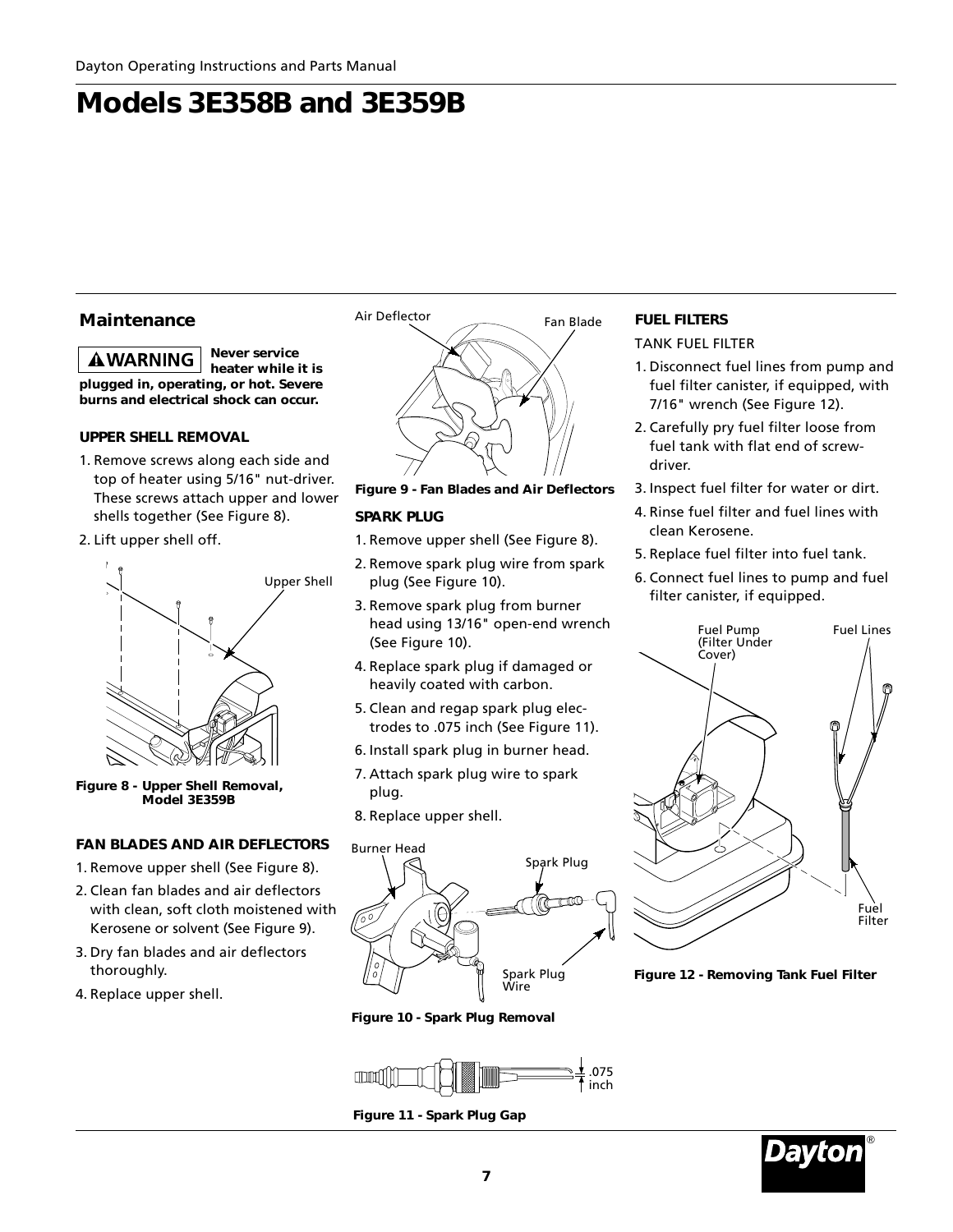# Models 3E358B and 3E359B

## Maintenance

**⚠WARNING** **Never service heater while it is plugged in, operating, or hot. Severe burns and electrical shock can occur.**

### UPPER SHELL REMOVAL

1. Remove screws along each side and top of heater using 5/16" nut-driver. These screws attach upper and lower shells together (See Figure 8).
2. Lift upper shell off.

**Figure 8 - Upper Shell Removal, Model 3E359B**

### FAN BLADES AND AIR DEFLECTORS

1. Remove upper shell (See Figure 8).
2. Clean fan blades and air deflectors with clean, soft cloth moistened with Kerosene or solvent (See Figure 9).
3. Dry fan blades and air deflectors thoroughly.
4. Replace upper shell.

**Figure 9 - Fan Blades and Air Deflectors**

### SPARK PLUG

1. Remove upper shell (See Figure 8).
2. Remove spark plug wire from spark plug (See Figure 10).
3. Remove spark plug from burner head using 13/16" open-end wrench (See Figure 10).
4. Replace spark plug if damaged or heavily coated with carbon.
5. Clean and regap spark plug electrodes to .075 inch (See Figure 11).
6. Install spark plug in burner head.
7. Attach spark plug wire to spark plug.
8. Replace upper shell.

**Figure 10 - Spark Plug Removal**

**Figure 11 - Spark Plug Gap**

### FUEL FILTERS

TANK FUEL FILTER

1. Disconnect fuel lines from pump and fuel filter canister, if equipped, with 7/16" wrench (See Figure 12).
2. Carefully pry fuel filter loose from fuel tank with flat end of screwdriver.
3. Inspect fuel filter for water or dirt.
4. Rinse fuel filter and fuel lines with clean Kerosene.
5. Replace fuel filter into fuel tank.
6. Connect fuel lines to pump and fuel filter canister, if equipped.

**Figure 12 - Removing Tank Fuel Filter**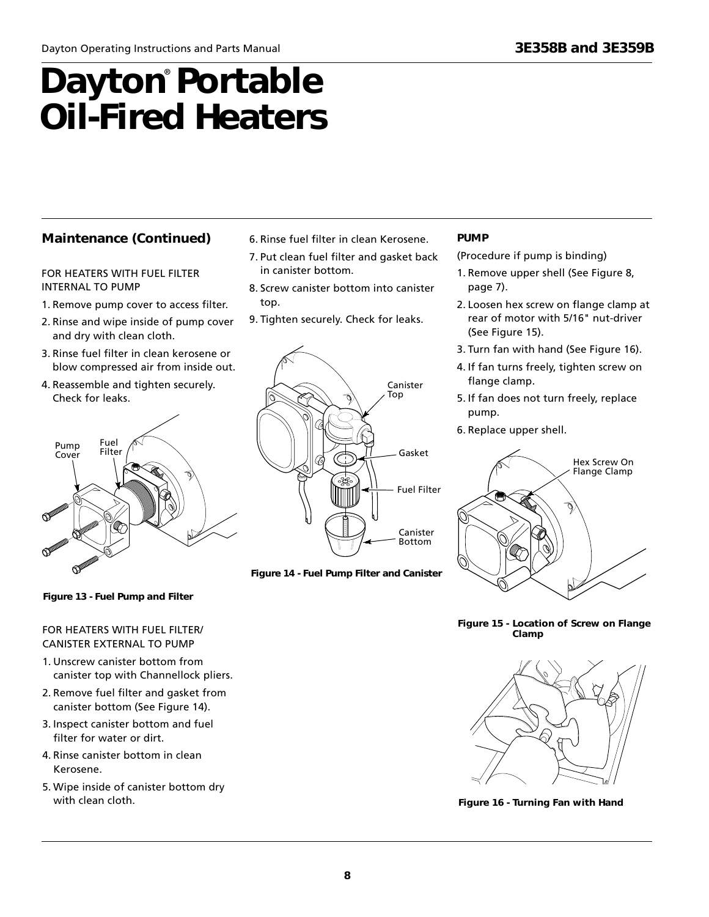# Dayton® Portable Oil-Fired Heaters

## Maintenance (Continued)

FOR HEATERS WITH FUEL FILTER INTERNAL TO PUMP

1. Remove pump cover to access filter.
2. Rinse and wipe inside of pump cover and dry with clean cloth.
3. Rinse fuel filter in clean kerosene or blow compressed air from inside out.
4. Reassemble and tighten securely. Check for leaks.

Pump Cover

Fuel Filter

**Figure 13 - Fuel Pump and Filter**

FOR HEATERS WITH FUEL FILTER/ CANISTER EXTERNAL TO PUMP

1. Unscrew canister bottom from canister top with Channellock pliers.
2. Remove fuel filter and gasket from canister bottom (See Figure 14).
3. Inspect canister bottom and fuel filter for water or dirt.
4. Rinse canister bottom in clean Kerosene.
5. Wipe inside of canister bottom dry with clean cloth.
6. Rinse fuel filter in clean Kerosene.
7. Put clean fuel filter and gasket back in canister bottom.
8. Screw canister bottom into canister top.
9. Tighten securely. Check for leaks.

Canister Top

Gasket

Fuel Filter

Canister Bottom

**Figure 14 - Fuel Pump Filter and Canister**

**PUMP**

(Procedure if pump is binding)

1. Remove upper shell (See Figure 8, page 7).
2. Loosen hex screw on flange clamp at rear of motor with 5/16" nut-driver (See Figure 15).
3. Turn fan with hand (See Figure 16).
4. If fan turns freely, tighten screw on flange clamp.
5. If fan does not turn freely, replace pump.
6. Replace upper shell.

Hex Screw On Flange Clamp

**Figure 15 - Location of Screw on Flange Clamp**

**Figure 16 - Turning Fan with Hand**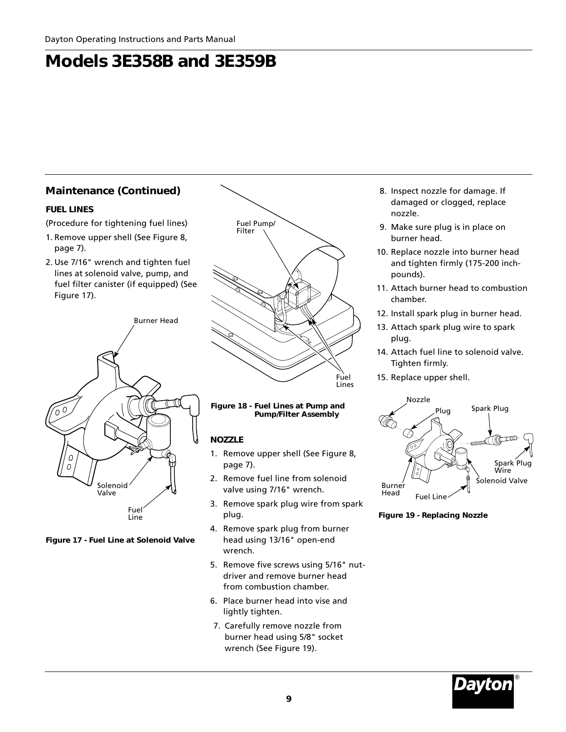## Maintenance (Continued)

### FUEL LINES

(Procedure for tightening fuel lines)

1. Remove upper shell (See Figure 8, page 7).
2. Use 7/16" wrench and tighten fuel lines at solenoid valve, pump, and fuel filter canister (if equipped) (See Figure 17).

**Figure 17 - Fuel Line at Solenoid Valve**

**Figure 18 - Fuel Lines at Pump and Pump/Filter Assembly**

### NOZZLE

1. Remove upper shell (See Figure 8, page 7).
2. Remove fuel line from solenoid valve using 7/16" wrench.
3. Remove spark plug wire from spark plug.
4. Remove spark plug from burner head using 13/16" open-end wrench.
5. Remove five screws using 5/16" nut-driver and remove burner head from combustion chamber.
6. Place burner head into vise and lightly tighten.
7. Carefully remove nozzle from burner head using 5/8" socket wrench (See Figure 19).
8. Inspect nozzle for damage. If damaged or clogged, replace nozzle.
9. Make sure plug is in place on burner head.
10. Replace nozzle into burner head and tighten firmly (175-200 inch-pounds).
11. Attach burner head to combustion chamber.
12. Install spark plug in burner head.
13. Attach spark plug wire to spark plug.
14. Attach fuel line to solenoid valve. Tighten firmly.
15. Replace upper shell.

**Figure 19 - Replacing Nozzle**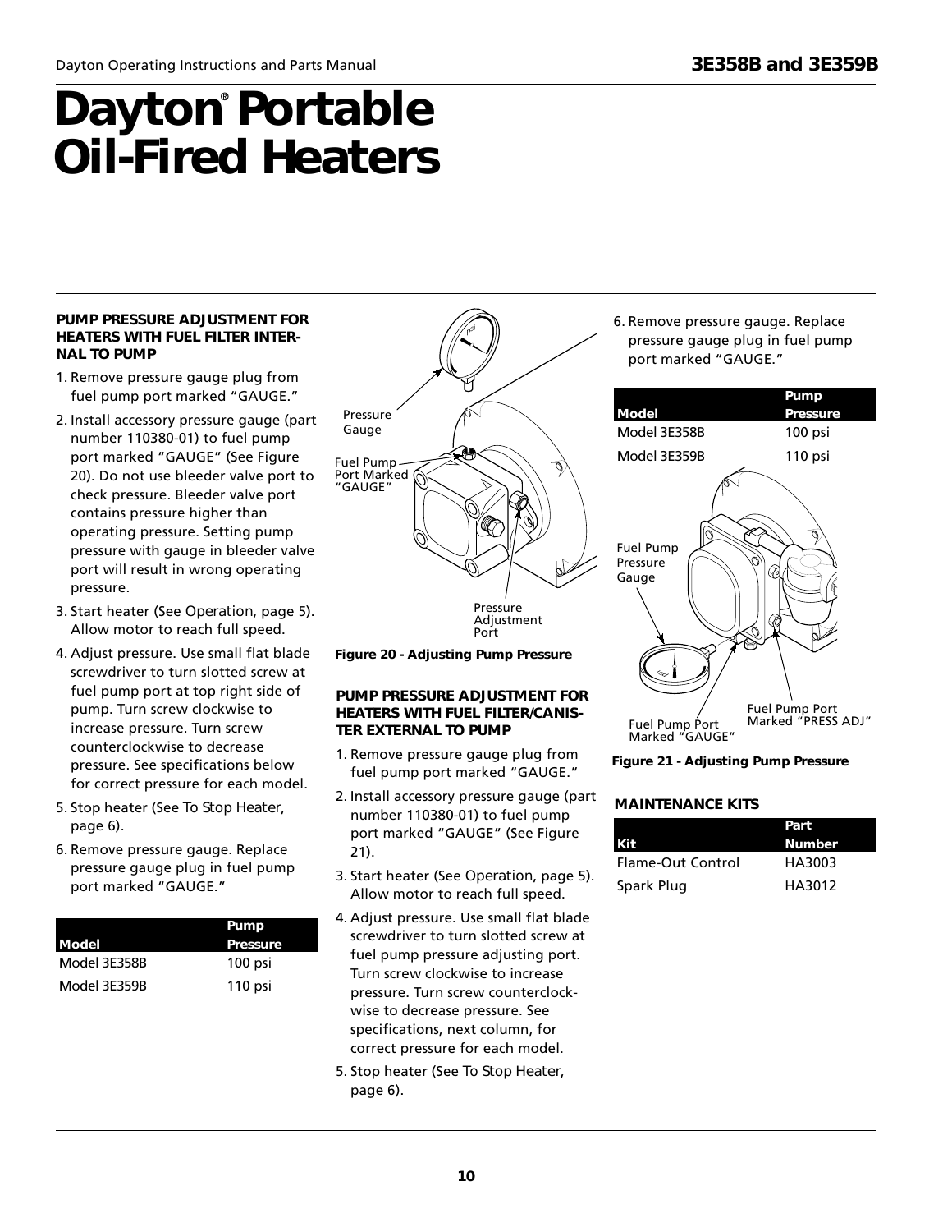# Dayton® Portable Oil-Fired Heaters

### PUMP PRESSURE ADJUSTMENT FOR HEATERS WITH FUEL FILTER INTERNAL TO PUMP

1. Remove pressure gauge plug from fuel pump port marked "GAUGE."
2. Install accessory pressure gauge (part number 110380-01) to fuel pump port marked "GAUGE" (See Figure 20). Do not use bleeder valve port to check pressure. Bleeder valve port contains pressure higher than operating pressure. Setting pump pressure with gauge in bleeder valve port will result in wrong operating pressure.
3. Start heater (See Operation, page 5). Allow motor to reach full speed.
4. Adjust pressure. Use small flat blade screwdriver to turn slotted screw at fuel pump port at top right side of pump. Turn screw clockwise to increase pressure. Turn screw counterclockwise to decrease pressure. See specifications below for correct pressure for each model.
5. Stop heater (See To Stop Heater, page 6).
6. Remove pressure gauge. Replace pressure gauge plug in fuel pump port marked "GAUGE."

| Model | Pump Pressure |
|---|---|
| Model 3E358B | 100 psi |
| Model 3E359B | 110 psi |

Pressure Gauge

Fuel Pump Port Marked "GAUGE"

Pressure Adjustment Port

**Figure 20 - Adjusting Pump Pressure**

### PUMP PRESSURE ADJUSTMENT FOR HEATERS WITH FUEL FILTER/CANISTER EXTERNAL TO PUMP

1. Remove pressure gauge plug from fuel pump port marked "GAUGE."
2. Install accessory pressure gauge (part number 110380-01) to fuel pump port marked "GAUGE" (See Figure 21).
3. Start heater (See Operation, page 5). Allow motor to reach full speed.
4. Adjust pressure. Use small flat blade screwdriver to turn slotted screw at fuel pump pressure adjusting port. Turn screw clockwise to increase pressure. Turn screw counterclockwise to decrease pressure. See specifications, next column, for correct pressure for each model.
5. Stop heater (See To Stop Heater, page 6).
6. Remove pressure gauge. Replace pressure gauge plug in fuel pump port marked "GAUGE."

| Model | Pump Pressure |
|---|---|
| Model 3E358B | 100 psi |
| Model 3E359B | 110 psi |

Fuel Pump Pressure Gauge

Fuel Pump Port Marked "GAUGE"

Fuel Pump Port Marked "PRESS ADJ"

**Figure 21 - Adjusting Pump Pressure**

### MAINTENANCE KITS

| Kit | Part Number |
|---|---|
| Flame-Out Control | HA3003 |
| Spark Plug | HA3012 |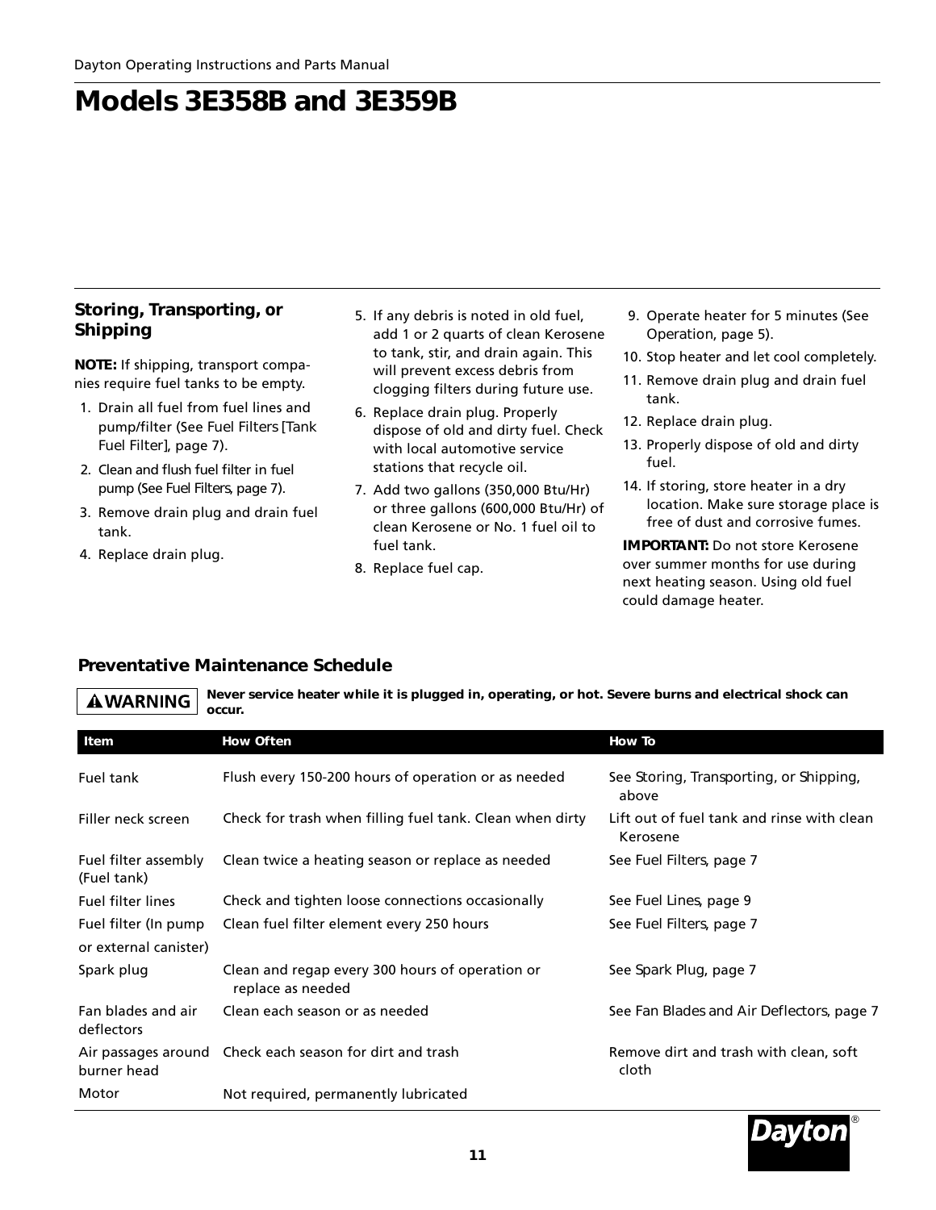# Models 3E358B and 3E359B

## Storing, Transporting, or Shipping

**NOTE:** If shipping, transport companies require fuel tanks to be empty.

1. Drain all fuel from fuel lines and pump/filter (See Fuel Filters [Tank Fuel Filter], page 7).
2. Clean and flush fuel filter in fuel pump (See Fuel Filters, page 7).
3. Remove drain plug and drain fuel tank.
4. Replace drain plug.
5. If any debris is noted in old fuel, add 1 or 2 quarts of clean Kerosene to tank, stir, and drain again. This will prevent excess debris from clogging filters during future use.
6. Replace drain plug. Properly dispose of old and dirty fuel. Check with local automotive service stations that recycle oil.
7. Add two gallons (350,000 Btu/Hr) or three gallons (600,000 Btu/Hr) of clean Kerosene or No. 1 fuel oil to fuel tank.
8. Replace fuel cap.
9. Operate heater for 5 minutes (See Operation, page 5).
10. Stop heater and let cool completely.
11. Remove drain plug and drain fuel tank.
12. Replace drain plug.
13. Properly dispose of old and dirty fuel.
14. If storing, store heater in a dry location. Make sure storage place is free of dust and corrosive fumes.

**IMPORTANT:** Do not store Kerosene over summer months for use during next heating season. Using old fuel could damage heater.

## Preventative Maintenance Schedule

**⚠WARNING** **Never service heater while it is plugged in, operating, or hot. Severe burns and electrical shock can occur.**

| Item | How Often | How To |
|---|---|---|
| Fuel tank | Flush every 150-200 hours of operation or as needed | See Storing, Transporting, or Shipping, above |
| Filler neck screen | Check for trash when filling fuel tank. Clean when dirty | Lift out of fuel tank and rinse with clean Kerosene |
| Fuel filter assembly (Fuel tank) | Clean twice a heating season or replace as needed | See Fuel Filters, page 7 |
| Fuel filter lines | Check and tighten loose connections occasionally | See Fuel Lines, page 9 |
| Fuel filter (In pump or external canister) | Clean fuel filter element every 250 hours | See Fuel Filters, page 7 |
| Spark plug | Clean and regap every 300 hours of operation or replace as needed | See Spark Plug, page 7 |
| Fan blades and air deflectors | Clean each season or as needed | See Fan Blades and Air Deflectors, page 7 |
| Air passages around burner head | Check each season for dirt and trash | Remove dirt and trash with clean, soft cloth |
| Motor | Not required, permanently lubricated | |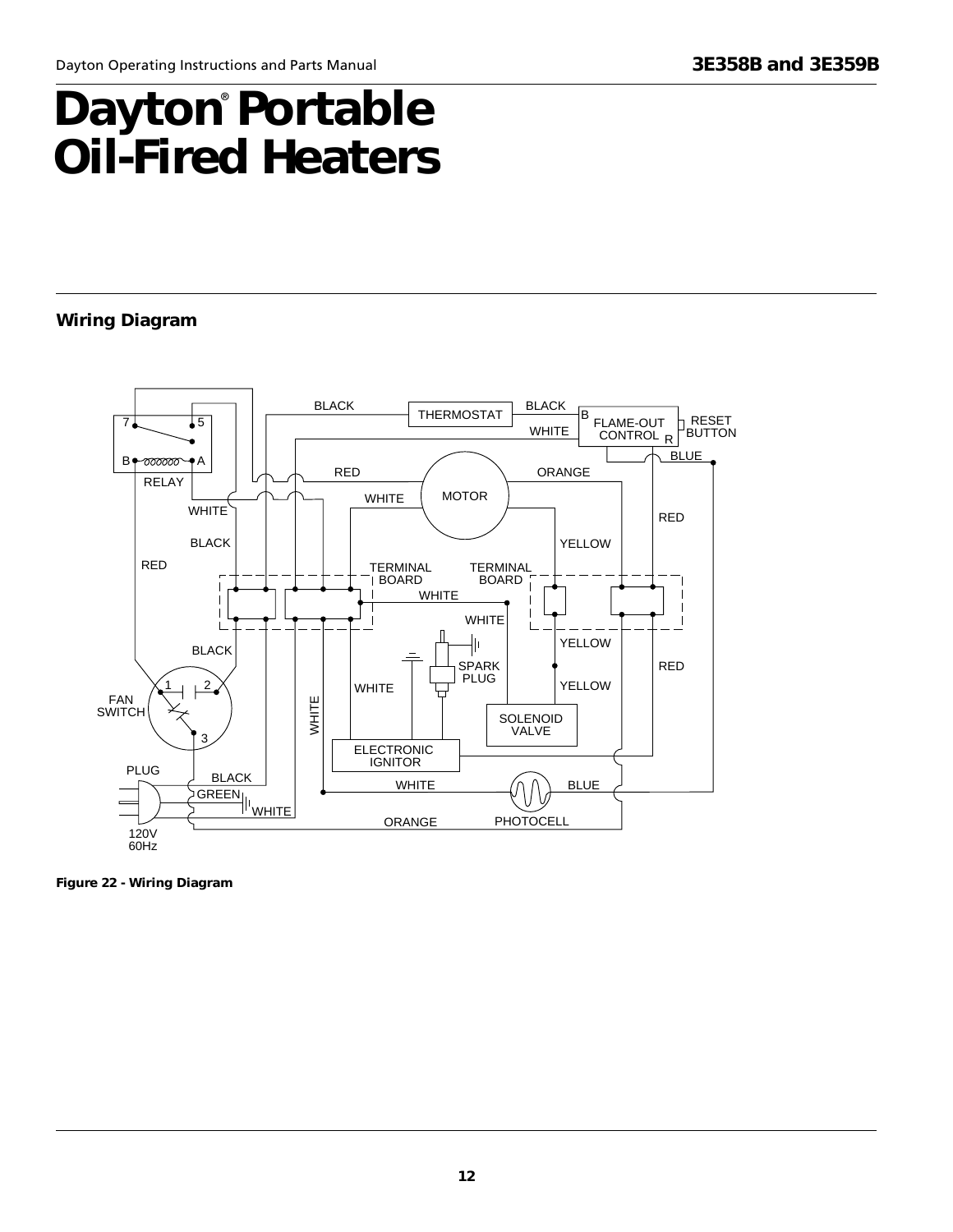# Dayton® Portable Oil-Fired Heaters

## Wiring Diagram

**Figure 22 - Wiring Diagram**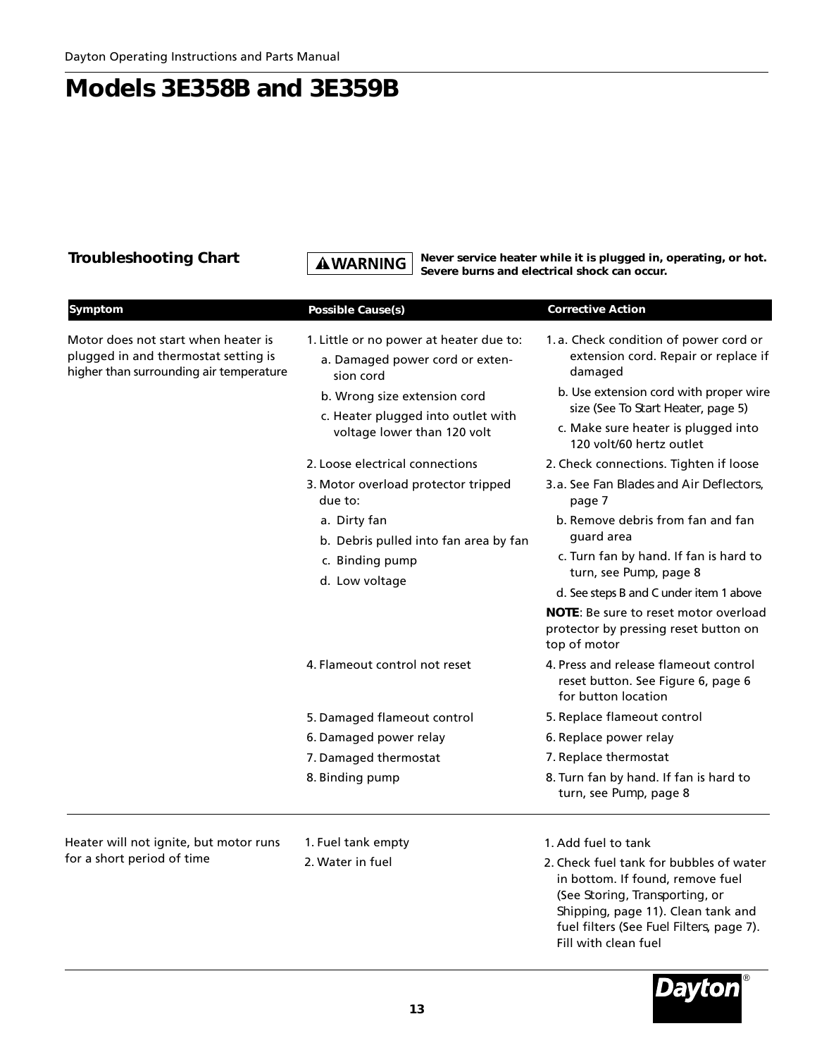# Models 3E358B and 3E359B

## Troubleshooting Chart

**⚠WARNING** **Never service heater while it is plugged in, operating, or hot. Severe burns and electrical shock can occur.**

| Symptom | Possible Cause(s) | Corrective Action |
|---|---|---|
| Motor does not start when heater is plugged in and thermostat setting is higher than surrounding air temperature | 1. Little or no power at heater due to:<br>a. Damaged power cord or extension cord<br>b. Wrong size extension cord<br>c. Heater plugged into outlet with voltage lower than 120 volt | 1. a. Check condition of power cord or extension cord. Repair or replace if damaged<br>b. Use extension cord with proper wire size (See To Start Heater, page 5)<br>c. Make sure heater is plugged into 120 volt/60 hertz outlet |
| | 2. Loose electrical connections | 2. Check connections. Tighten if loose |
| | 3. Motor overload protector tripped due to:<br>a. Dirty fan<br>b. Debris pulled into fan area by fan<br>c. Binding pump<br>d. Low voltage | 3. a. See Fan Blades and Air Deflectors, page 7<br>b. Remove debris from fan and fan guard area<br>c. Turn fan by hand. If fan is hard to turn, see Pump, page 8<br>d. See steps B and C under item 1 above<br>**NOTE**: Be sure to reset motor overload protector by pressing reset button on top of motor |
| | 4. Flameout control not reset | 4. Press and release flameout control reset button. See Figure 6, page 6 for button location |
| | 5. Damaged flameout control | 5. Replace flameout control |
| | 6. Damaged power relay | 6. Replace power relay |
| | 7. Damaged thermostat | 7. Replace thermostat |
| | 8. Binding pump | 8. Turn fan by hand. If fan is hard to turn, see Pump, page 8 |
| Heater will not ignite, but motor runs for a short period of time | 1. Fuel tank empty | 1. Add fuel to tank |
| | 2. Water in fuel | 2. Check fuel tank for bubbles of water in bottom. If found, remove fuel (See Storing, Transporting, or Shipping, page 11). Clean tank and fuel filters (See Fuel Filters, page 7). Fill with clean fuel |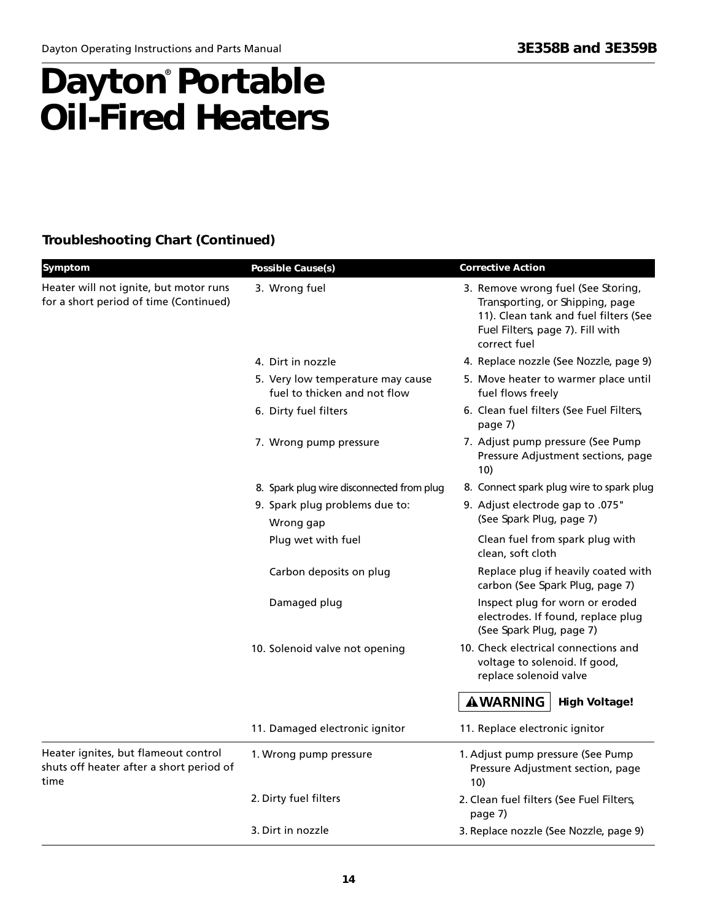# Dayton® Portable Oil-Fired Heaters

### Troubleshooting Chart (Continued)

| Symptom | Possible Cause(s) | Corrective Action |
|---|---|---|
| Heater will not ignite, but motor runs for a short period of time (Continued) | 3. Wrong fuel | 3. Remove wrong fuel (See Storing, Transporting, or Shipping, page 11). Clean tank and fuel filters (See Fuel Filters, page 7). Fill with correct fuel |
| | 4. Dirt in nozzle | 4. Replace nozzle (See Nozzle, page 9) |
| | 5. Very low temperature may cause fuel to thicken and not flow | 5. Move heater to warmer place until fuel flows freely |
| | 6. Dirty fuel filters | 6. Clean fuel filters (See Fuel Filters, page 7) |
| | 7. Wrong pump pressure | 7. Adjust pump pressure (See Pump Pressure Adjustment sections, page 10) |
| | 8. Spark plug wire disconnected from plug | 8. Connect spark plug wire to spark plug |
| | 9. Spark plug problems due to: Wrong gap | 9. Adjust electrode gap to .075" (See Spark Plug, page 7) |
| | Plug wet with fuel | Clean fuel from spark plug with clean, soft cloth |
| | Carbon deposits on plug | Replace plug if heavily coated with carbon (See Spark Plug, page 7) |
| | Damaged plug | Inspect plug for worn or eroded electrodes. If found, replace plug (See Spark Plug, page 7) |
| | 10. Solenoid valve not opening | 10. Check electrical connections and voltage to solenoid. If good, replace solenoid valve |
| | | ⚠ WARNING **High Voltage!** |
| | 11. Damaged electronic ignitor | 11. Replace electronic ignitor |
| Heater ignites, but flameout control shuts off heater after a short period of time | 1. Wrong pump pressure | 1. Adjust pump pressure (See Pump Pressure Adjustment section, page 10) |
| | 2. Dirty fuel filters | 2. Clean fuel filters (See Fuel Filters, page 7) |
| | 3. Dirt in nozzle | 3. Replace nozzle (See Nozzle, page 9) |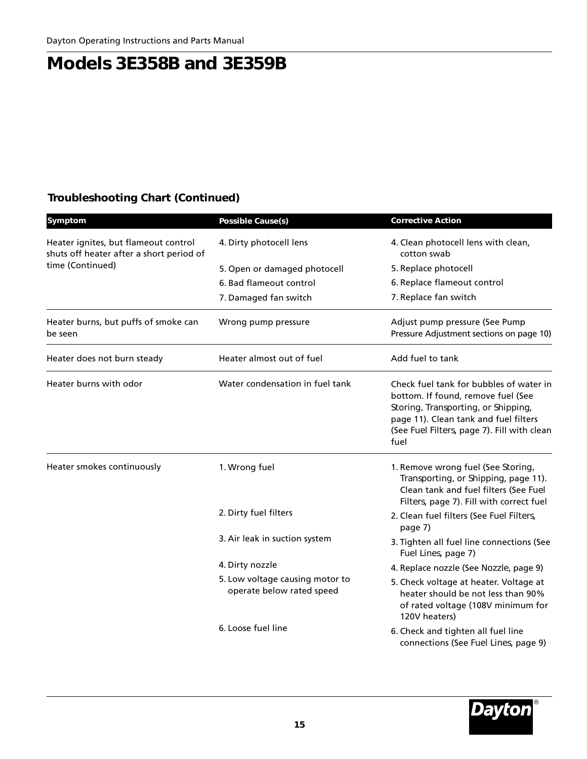# Models 3E358B and 3E359B

### Troubleshooting Chart (Continued)

| Symptom | Possible Cause(s) | Corrective Action |
|---|---|---|
| Heater ignites, but flameout control shuts off heater after a short period of time (Continued) | 4. Dirty photocell lens | 4. Clean photocell lens with clean, cotton swab |
| | 5. Open or damaged photocell | 5. Replace photocell |
| | 6. Bad flameout control | 6. Replace flameout control |
| | 7. Damaged fan switch | 7. Replace fan switch |
| Heater burns, but puffs of smoke can be seen | Wrong pump pressure | Adjust pump pressure (See Pump Pressure Adjustment sections on page 10) |
| Heater does not burn steady | Heater almost out of fuel | Add fuel to tank |
| Heater burns with odor | Water condensation in fuel tank | Check fuel tank for bubbles of water in bottom. If found, remove fuel (See Storing, Transporting, or Shipping, page 11). Clean tank and fuel filters (See Fuel Filters, page 7). Fill with clean fuel |
| Heater smokes continuously | 1. Wrong fuel | 1. Remove wrong fuel (See Storing, Transporting, or Shipping, page 11). Clean tank and fuel filters (See Fuel Filters, page 7). Fill with correct fuel |
| | 2. Dirty fuel filters | 2. Clean fuel filters (See Fuel Filters, page 7) |
| | 3. Air leak in suction system | 3. Tighten all fuel line connections (See Fuel Lines, page 7) |
| | 4. Dirty nozzle | 4. Replace nozzle (See Nozzle, page 9) |
| | 5. Low voltage causing motor to operate below rated speed | 5. Check voltage at heater. Voltage at heater should be not less than 90% of rated voltage (108V minimum for 120V heaters) |
| | 6. Loose fuel line | 6. Check and tighten all fuel line connections (See Fuel Lines, page 9) |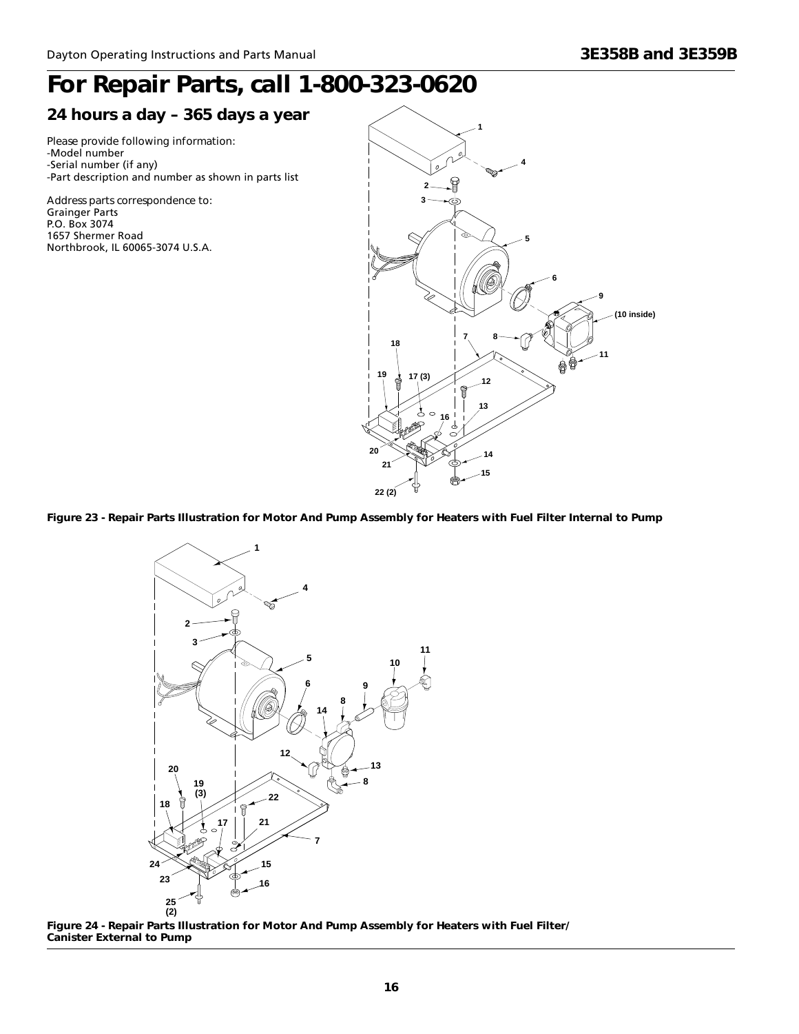# For Repair Parts, call 1-800-323-0620

## 24 hours a day – 365 days a year

Please provide following information:
-Model number
-Serial number (if any)
-Part description and number as shown in parts list

Address parts correspondence to:
Grainger Parts
P.O. Box 3074
1657 Shermer Road
Northbrook, IL 60065-3074 U.S.A.

**Figure 23 - Repair Parts Illustration for Motor And Pump Assembly for Heaters with Fuel Filter Internal to Pump**

**Figure 24 - Repair Parts Illustration for Motor And Pump Assembly for Heaters with Fuel Filter/ Canister External to Pump**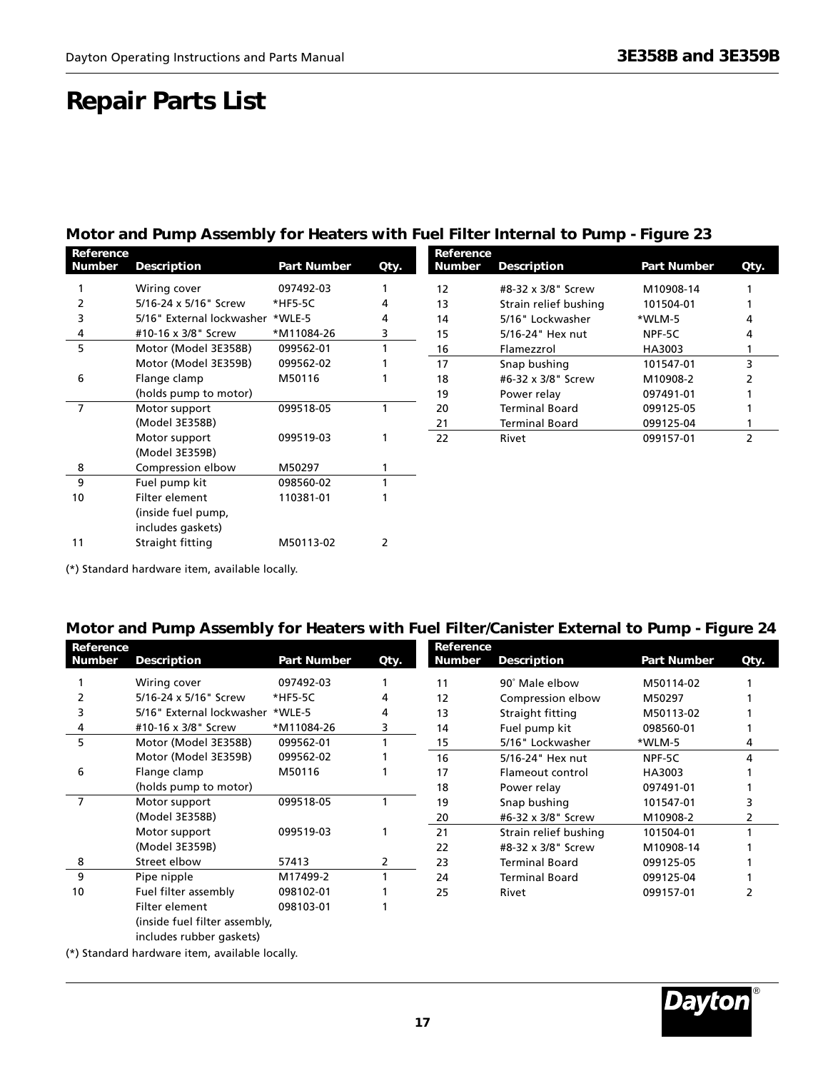# Repair Parts List

## Motor and Pump Assembly for Heaters with Fuel Filter Internal to Pump - Figure 23

| Reference Number | Description | Part Number | Qty. |
|---|---|---|---|
| 1 | Wiring cover | 097492-03 | 1 |
| 2 | 5/16-24 x 5/16" Screw | *HF5-5C | 4 |
| 3 | 5/16" External lockwasher | *WLE-5 | 4 |
| 4 | #10-16 x 3/8" Screw | *M11084-26 | 3 |
| 5 | Motor (Model 3E358B) | 099562-01 | 1 |
| | Motor (Model 3E359B) | 099562-02 | 1 |
| 6 | Flange clamp (holds pump to motor) | M50116 | 1 |
| 7 | Motor support (Model 3E358B) | 099518-05 | 1 |
| | Motor support (Model 3E359B) | 099519-03 | 1 |
| 8 | Compression elbow | M50297 | 1 |
| 9 | Fuel pump kit | 098560-02 | 1 |
| 10 | Filter element (inside fuel pump, includes gaskets) | 110381-01 | 1 |
| 11 | Straight fitting | M50113-02 | 2 |
| 12 | #8-32 x 3/8" Screw | M10908-14 | 1 |
| 13 | Strain relief bushing | 101504-01 | 1 |
| 14 | 5/16" Lockwasher | *WLM-5 | 4 |
| 15 | 5/16-24" Hex nut | NPF-5C | 4 |
| 16 | Flamezzrol | HA3003 | 1 |
| 17 | Snap bushing | 101547-01 | 3 |
| 18 | #6-32 x 3/8" Screw | M10908-2 | 2 |
| 19 | Power relay | 097491-01 | 1 |
| 20 | Terminal Board | 099125-05 | 1 |
| 21 | Terminal Board | 099125-04 | 1 |
| 22 | Rivet | 099157-01 | 2 |

(*) Standard hardware item, available locally.

## Motor and Pump Assembly for Heaters with Fuel Filter/Canister External to Pump - Figure 24

| Reference Number | Description | Part Number | Qty. |
|---|---|---|---|
| 1 | Wiring cover | 097492-03 | 1 |
| 2 | 5/16-24 x 5/16" Screw | *HF5-5C | 4 |
| 3 | 5/16" External lockwasher | *WLE-5 | 4 |
| 4 | #10-16 x 3/8" Screw | *M11084-26 | 3 |
| 5 | Motor (Model 3E358B) | 099562-01 | 1 |
| | Motor (Model 3E359B) | 099562-02 | 1 |
| 6 | Flange clamp (holds pump to motor) | M50116 | 1 |
| 7 | Motor support (Model 3E358B) | 099518-05 | 1 |
| | Motor support (Model 3E359B) | 099519-03 | 1 |
| 8 | Street elbow | 57413 | 2 |
| 9 | Pipe nipple | M17499-2 | 1 |
| 10 | Fuel filter assembly | 098102-01 | 1 |
| | Filter element (inside fuel filter assembly, includes rubber gaskets) | 098103-01 | 1 |
| 11 | 90° Male elbow | M50114-02 | 1 |
| 12 | Compression elbow | M50297 | 1 |
| 13 | Straight fitting | M50113-02 | 1 |
| 14 | Fuel pump kit | 098560-01 | 1 |
| 15 | 5/16" Lockwasher | *WLM-5 | 4 |
| 16 | 5/16-24" Hex nut | NPF-5C | 4 |
| 17 | Flameout control | HA3003 | 1 |
| 18 | Power relay | 097491-01 | 1 |
| 19 | Snap bushing | 101547-01 | 3 |
| 20 | #6-32 x 3/8" Screw | M10908-2 | 2 |
| 21 | Strain relief bushing | 101504-01 | 1 |
| 22 | #8-32 x 3/8" Screw | M10908-14 | 1 |
| 23 | Terminal Board | 099125-05 | 1 |
| 24 | Terminal Board | 099125-04 | 1 |
| 25 | Rivet | 099157-01 | 2 |

(*) Standard hardware item, available locally.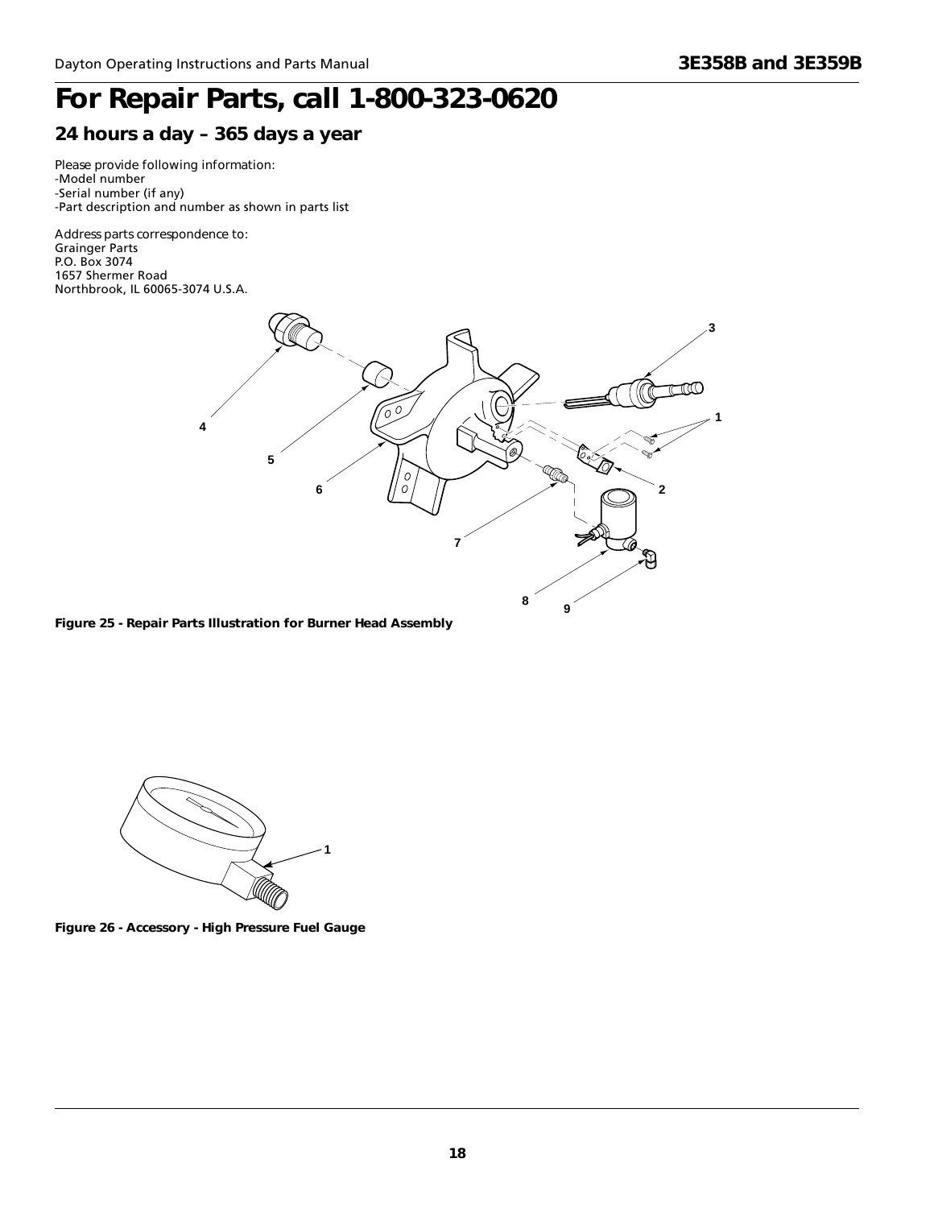# For Repair Parts, call 1-800-323-0620

## 24 hours a day – 365 days a year

Please provide following information:
-Model number
-Serial number (if any)
-Part description and number as shown in parts list

Address parts correspondence to:
Grainger Parts
P.O. Box 3074
1657 Shermer Road
Northbrook, IL 60065-3074 U.S.A.

**Figure 25 - Repair Parts Illustration for Burner Head Assembly**

**Figure 26 - Accessory - High Pressure Fuel Gauge**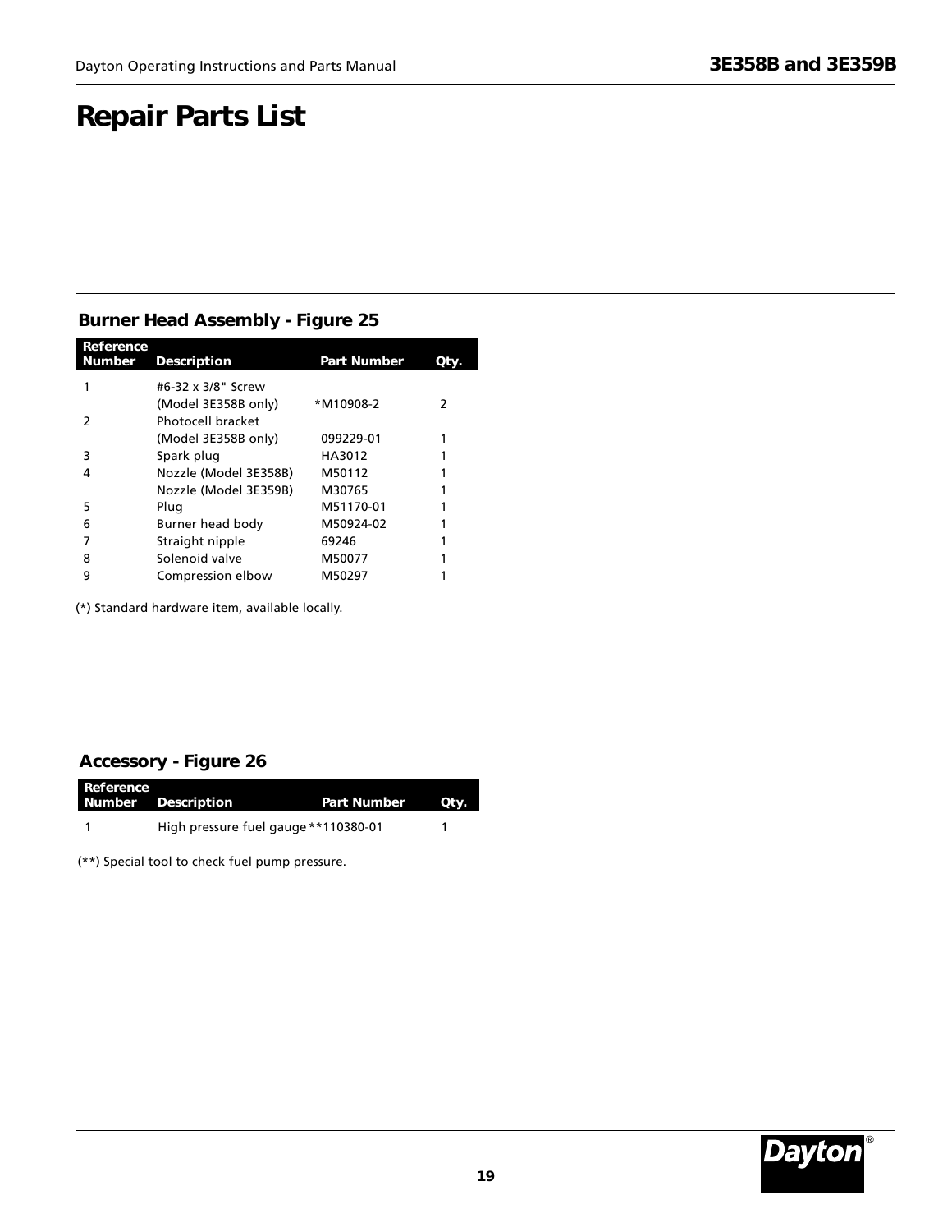# Repair Parts List

### Burner Head Assembly - Figure 25

| Reference Number | Description | Part Number | Qty. |
|---|---|---|---|
| 1 | #6-32 x 3/8" Screw (Model 3E358B only) | *M10908-2 | 2 |
| 2 | Photocell bracket (Model 3E358B only) | 099229-01 | 1 |
| 3 | Spark plug | HA3012 | 1 |
| 4 | Nozzle (Model 3E358B) | M50112 | 1 |
| | Nozzle (Model 3E359B) | M30765 | 1 |
| 5 | Plug | M51170-01 | 1 |
| 6 | Burner head body | M50924-02 | 1 |
| 7 | Straight nipple | 69246 | 1 |
| 8 | Solenoid valve | M50077 | 1 |
| 9 | Compression elbow | M50297 | 1 |

(*) Standard hardware item, available locally.

### Accessory - Figure 26

| Reference Number | Description | Part Number | Qty. |
|---|---|---|---|
| 1 | High pressure fuel gauge | **110380-01 | 1 |

(**) Special tool to check fuel pump pressure.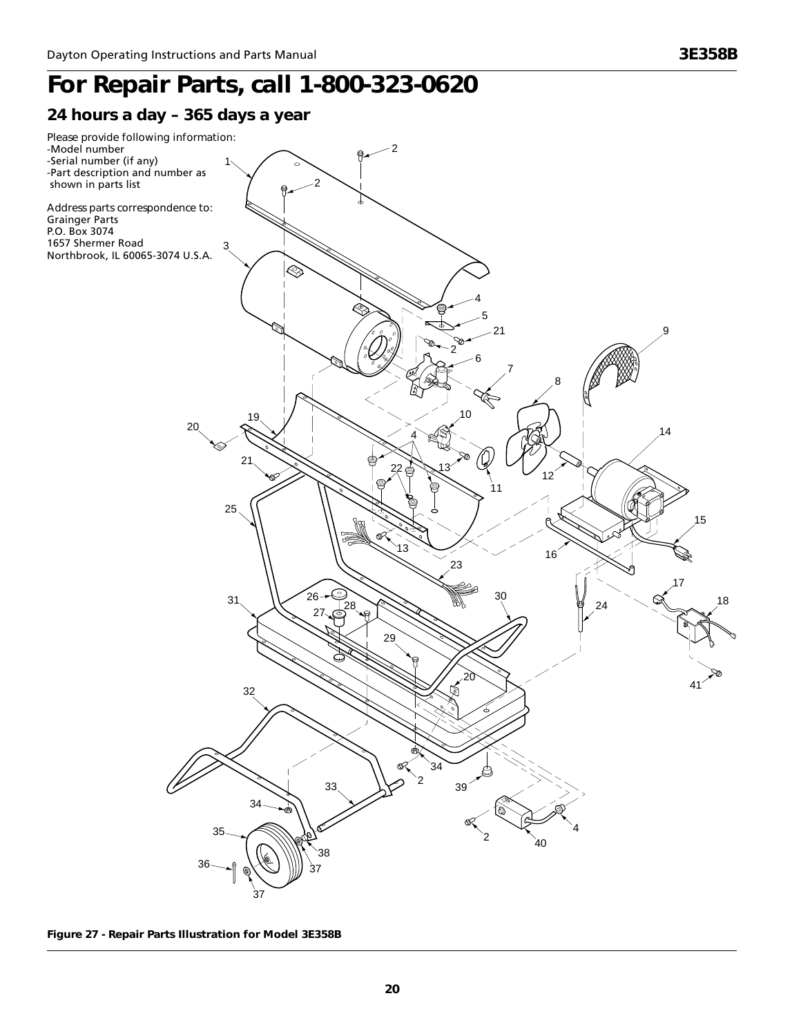# For Repair Parts, call 1-800-323-0620

## 24 hours a day – 365 days a year

Please provide following information:
- Model number
- Serial number (if any)
- Part description and number as shown in parts list

Address parts correspondence to:
Grainger Parts
P.O. Box 3074
1657 Shermer Road
Northbrook, IL 60065-3074 U.S.A.

**Figure 27 - Repair Parts Illustration for Model 3E358B**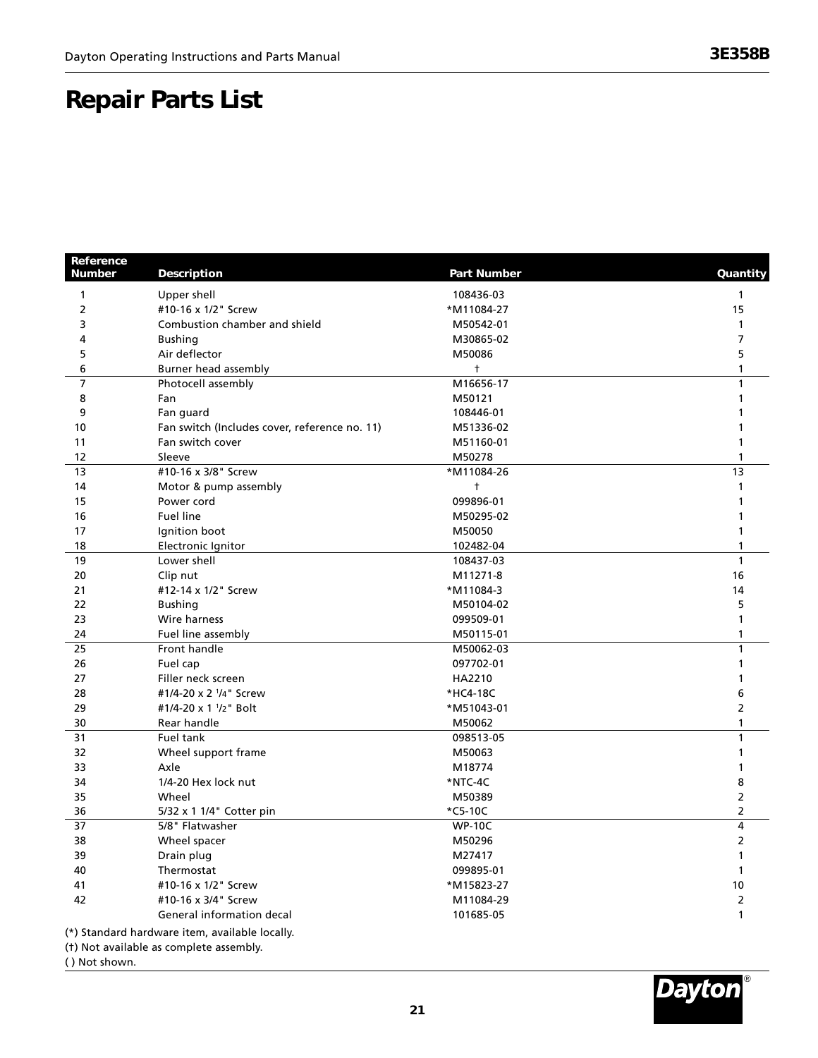# Repair Parts List

| Reference Number | Description | Part Number | Quantity |
|---|---|---|---|
| 1 | Upper shell | 108436-03 | 1 |
| 2 | #10-16 x 1/2" Screw | *M11084-27 | 15 |
| 3 | Combustion chamber and shield | M50542-01 | 1 |
| 4 | Bushing | M30865-02 | 7 |
| 5 | Air deflector | M50086 | 5 |
| 6 | Burner head assembly | † | 1 |
| 7 | Photocell assembly | M16656-17 | 1 |
| 8 | Fan | M50121 | 1 |
| 9 | Fan guard | 108446-01 | 1 |
| 10 | Fan switch (Includes cover, reference no. 11) | M51336-02 | 1 |
| 11 | Fan switch cover | M51160-01 | 1 |
| 12 | Sleeve | M50278 | 1 |
| 13 | #10-16 x 3/8" Screw | *M11084-26 | 13 |
| 14 | Motor & pump assembly | † | 1 |
| 15 | Power cord | 099896-01 | 1 |
| 16 | Fuel line | M50295-02 | 1 |
| 17 | Ignition boot | M50050 | 1 |
| 18 | Electronic Ignitor | 102482-04 | 1 |
| 19 | Lower shell | 108437-03 | 1 |
| 20 | Clip nut | M11271-8 | 16 |
| 21 | #12-14 x 1/2" Screw | *M11084-3 | 14 |
| 22 | Bushing | M50104-02 | 5 |
| 23 | Wire harness | 099509-01 | 1 |
| 24 | Fuel line assembly | M50115-01 | 1 |
| 25 | Front handle | M50062-03 | 1 |
| 26 | Fuel cap | 097702-01 | 1 |
| 27 | Filler neck screen | HA2210 | 1 |
| 28 | #1/4-20 x 2 1/4" Screw | *HC4-18C | 6 |
| 29 | #1/4-20 x 1 1/2" Bolt | *M51043-01 | 2 |
| 30 | Rear handle | M50062 | 1 |
| 31 | Fuel tank | 098513-05 | 1 |
| 32 | Wheel support frame | M50063 | 1 |
| 33 | Axle | M18774 | 1 |
| 34 | 1/4-20 Hex lock nut | *NTC-4C | 8 |
| 35 | Wheel | M50389 | 2 |
| 36 | 5/32 x 1 1/4" Cotter pin | *C5-10C | 2 |
| 37 | 5/8" Flatwasher | WP-10C | 4 |
| 38 | Wheel spacer | M50296 | 2 |
| 39 | Drain plug | M27417 | 1 |
| 40 | Thermostat | 099895-01 | 1 |
| 41 | #10-16 x 1/2" Screw | *M15823-27 | 10 |
| 42 | #10-16 x 3/4" Screw | M11084-29 | 2 |
| | General information decal | 101685-05 | 1 |

(*) Standard hardware item, available locally.

(†) Not available as complete assembly.

( ) Not shown.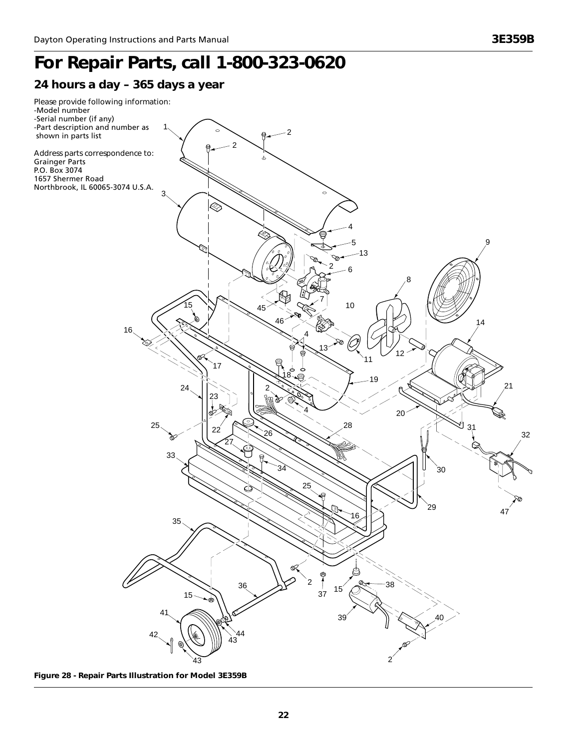# For Repair Parts, call 1-800-323-0620

## 24 hours a day – 365 days a year

Please provide following information:
- Model number
- Serial number (if any)
- Part description and number as shown in parts list

Address parts correspondence to:
Grainger Parts
P.O. Box 3074
1657 Shermer Road
Northbrook, IL 60065-3074 U.S.A.

**Figure 28 - Repair Parts Illustration for Model 3E359B**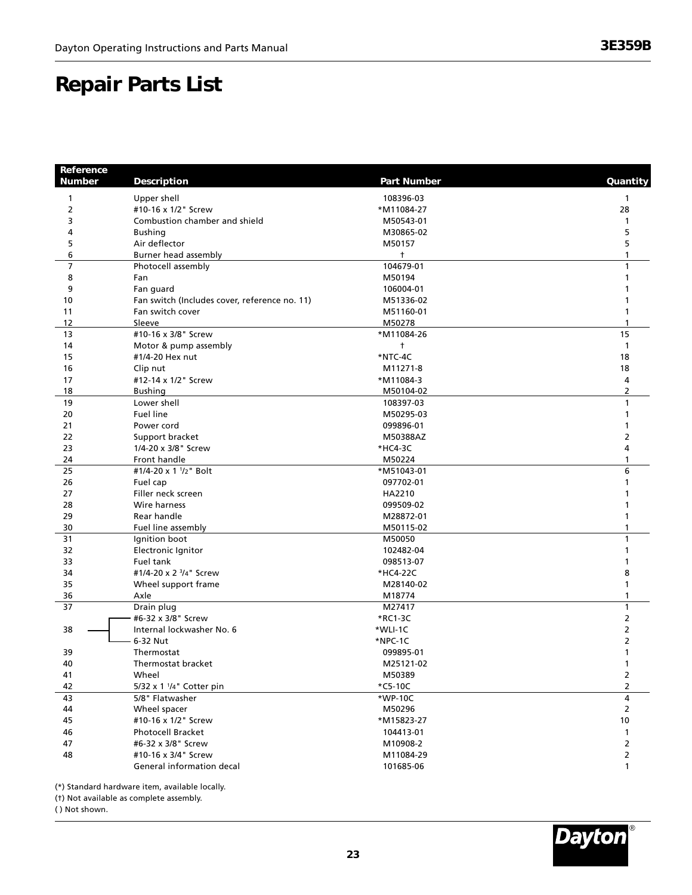# Repair Parts List

| Reference Number | Description | Part Number | Quantity |
|---|---|---|---|
| 1 | Upper shell | 108396-03 | 1 |
| 2 | #10-16 x 1/2" Screw | *M11084-27 | 28 |
| 3 | Combustion chamber and shield | M50543-01 | 1 |
| 4 | Bushing | M30865-02 | 5 |
| 5 | Air deflector | M50157 | 5 |
| 6 | Burner head assembly | † | 1 |
| 7 | Photocell assembly | 104679-01 | 1 |
| 8 | Fan | M50194 | 1 |
| 9 | Fan guard | 106004-01 | 1 |
| 10 | Fan switch (Includes cover, reference no. 11) | M51336-02 | 1 |
| 11 | Fan switch cover | M51160-01 | 1 |
| 12 | Sleeve | M50278 | 1 |
| 13 | #10-16 x 3/8" Screw | *M11084-26 | 15 |
| 14 | Motor & pump assembly | † | 1 |
| 15 | #1/4-20 Hex nut | *NTC-4C | 18 |
| 16 | Clip nut | M11271-8 | 18 |
| 17 | #12-14 x 1/2" Screw | *M11084-3 | 4 |
| 18 | Bushing | M50104-02 | 2 |
| 19 | Lower shell | 108397-03 | 1 |
| 20 | Fuel line | M50295-03 | 1 |
| 21 | Power cord | 099896-01 | 1 |
| 22 | Support bracket | M50388AZ | 2 |
| 23 | 1/4-20 x 3/8" Screw | *HC4-3C | 4 |
| 24 | Front handle | M50224 | 1 |
| 25 | #1/4-20 x 1 1/2" Bolt | *M51043-01 | 6 |
| 26 | Fuel cap | 097702-01 | 1 |
| 27 | Filler neck screen | HA2210 | 1 |
| 28 | Wire harness | 099509-02 | 1 |
| 29 | Rear handle | M28872-01 | 1 |
| 30 | Fuel line assembly | M50115-02 | 1 |
| 31 | Ignition boot | M50050 | 1 |
| 32 | Electronic Ignitor | 102482-04 | 1 |
| 33 | Fuel tank | 098513-07 | 1 |
| 34 | #1/4-20 x 2 3/4" Screw | *HC4-22C | 8 |
| 35 | Wheel support frame | M28140-02 | 1 |
| 36 | Axle | M18774 | 1 |
| 37 | Drain plug | M27417 | 1 |
| 38 | #6-32 x 3/8" Screw | *RC1-3C | 2 |
| 38 | Internal lockwasher No. 6 | *WLI-1C | 2 |
| 38 | 6-32 Nut | *NPC-1C | 2 |
| 39 | Thermostat | 099895-01 | 1 |
| 40 | Thermostat bracket | M25121-02 | 1 |
| 41 | Wheel | M50389 | 2 |
| 42 | 5/32 x 1 1/4" Cotter pin | *C5-10C | 2 |
| 43 | 5/8" Flatwasher | *WP-10C | 4 |
| 44 | Wheel spacer | M50296 | 2 |
| 45 | #10-16 x 1/2" Screw | *M15823-27 | 10 |
| 46 | Photocell Bracket | 104413-01 | 1 |
| 47 | #6-32 x 3/8" Screw | M10908-2 | 2 |
| 48 | #10-16 x 3/4" Screw | M11084-29 | 2 |
| | General information decal | 101685-06 | 1 |

(*) Standard hardware item, available locally.

(†) Not available as complete assembly.

( ) Not shown.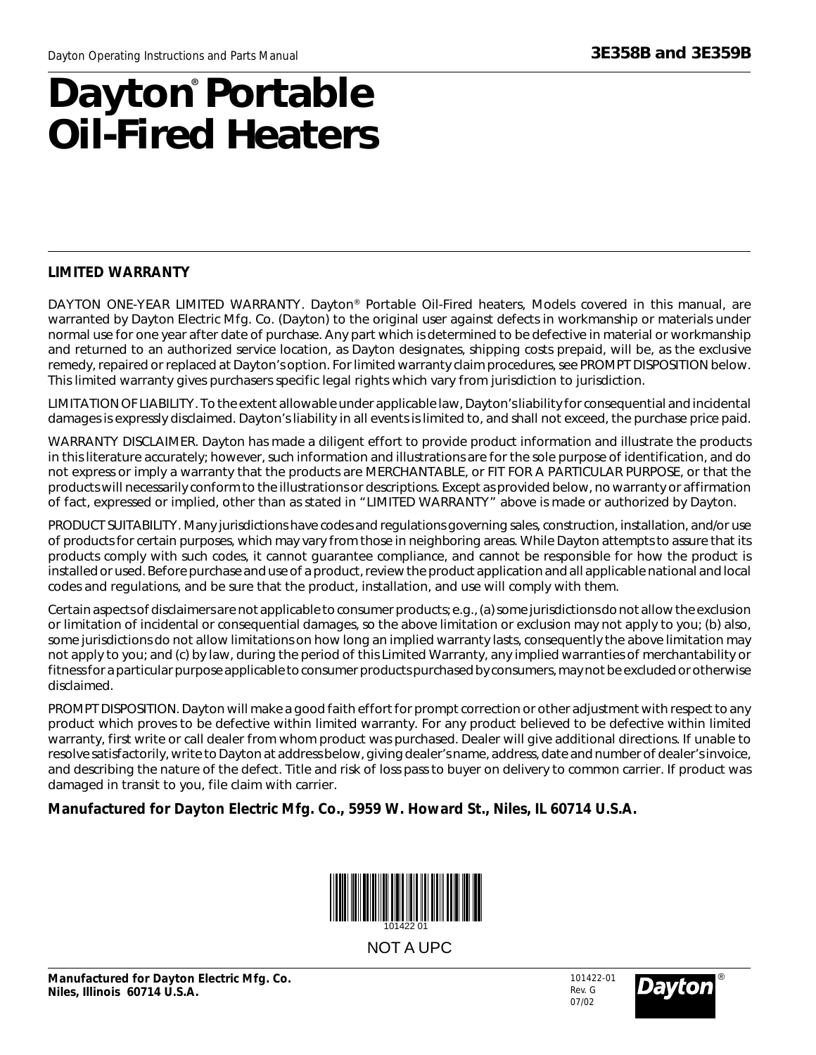# Dayton® Portable Oil-Fired Heaters

**LIMITED WARRANTY**

DAYTON ONE-YEAR LIMITED WARRANTY. Dayton® Portable Oil-Fired heaters, Models covered in this manual, are warranted by Dayton Electric Mfg. Co. (Dayton) to the original user against defects in workmanship or materials under normal use for one year after date of purchase. Any part which is determined to be defective in material or workmanship and returned to an authorized service location, as Dayton designates, shipping costs prepaid, will be, as the exclusive remedy, repaired or replaced at Dayton's option. For limited warranty claim procedures, see PROMPT DISPOSITION below. This limited warranty gives purchasers specific legal rights which vary from jurisdiction to jurisdiction.

LIMITATION OF LIABILITY. To the extent allowable under applicable law, Dayton's liability for consequential and incidental damages is expressly disclaimed. Dayton's liability in all events is limited to, and shall not exceed, the purchase price paid.

WARRANTY DISCLAIMER. Dayton has made a diligent effort to provide product information and illustrate the products in this literature accurately; however, such information and illustrations are for the sole purpose of identification, and do not express or imply a warranty that the products are MERCHANTABLE, or FIT FOR A PARTICULAR PURPOSE, or that the products will necessarily conform to the illustrations or descriptions. Except as provided below, no warranty or affirmation of fact, expressed or implied, other than as stated in "LIMITED WARRANTY" above is made or authorized by Dayton.

PRODUCT SUITABILITY. Many jurisdictions have codes and regulations governing sales, construction, installation, and/or use of products for certain purposes, which may vary from those in neighboring areas. While Dayton attempts to assure that its products comply with such codes, it cannot guarantee compliance, and cannot be responsible for how the product is installed or used. Before purchase and use of a product, review the product application and all applicable national and local codes and regulations, and be sure that the product, installation, and use will comply with them.

Certain aspects of disclaimers are not applicable to consumer products; e.g., (a) some jurisdictions do not allow the exclusion or limitation of incidental or consequential damages, so the above limitation or exclusion may not apply to you; (b) also, some jurisdictions do not allow limitations on how long an implied Warranty lasts, consequently the above limitation may not apply to you; and (c) by law, during the period of this Limited Warranty, any implied warranties of merchantability or fitness for a particular purpose applicable to consumer products purchased by consumers, may not be excluded or otherwise disclaimed.

PROMPT DISPOSITION. Dayton will make a good faith effort for prompt correction or other adjustment with respect to any product which proves to be defective within limited warranty. For any product believed to be defective within limited warranty, first write or call dealer from whom product was purchased. Dealer will give additional directions. If unable to resolve satisfactorily, write to Dayton at address below, giving dealer's name, address, date and number of dealer's invoice, and describing the nature of the defect. Title and risk of loss pass to buyer on delivery to common carrier. If product was damaged in transit to you, file claim with carrier.

**Manufactured for Dayton Electric Mfg. Co., 5959 W. Howard St., Niles, IL 60714 U.S.A.**

101422 01

NOT A UPC

**Manufactured for Dayton Electric Mfg. Co.**
**Niles, Illinois 60714 U.S.A.**

101422-01
Rev. G
07/02